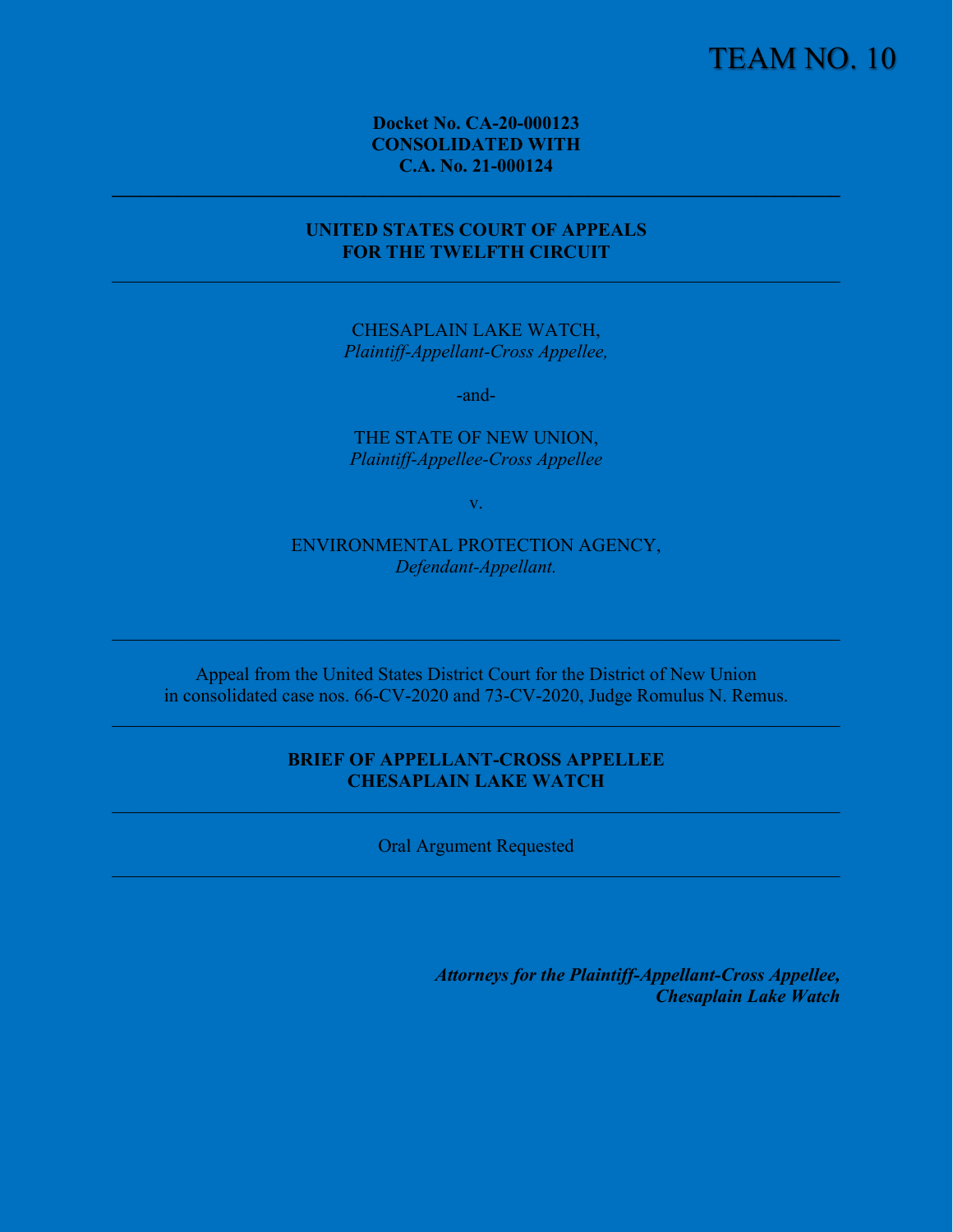TEAM NO. 10

**Docket No. CA-20-000123**
**CONSOLIDATED WITH**
**C.A. No. 21-000124**

---

**UNITED STATES COURT OF APPEALS**
**FOR THE TWELFTH CIRCUIT**

---

CHESAPLAIN LAKE WATCH,
*Plaintiff-Appellant-Cross Appellee,*

-and-

THE STATE OF NEW UNION,
*Plaintiff-Appellee-Cross Appellee*

v.

ENVIRONMENTAL PROTECTION AGENCY,
*Defendant-Appellant.*

---

Appeal from the United States District Court for the District of New Union
in consolidated case nos. 66-CV-2020 and 73-CV-2020, Judge Romulus N. Remus.

---

**BRIEF OF APPELLANT-CROSS APPELLEE**
**CHESAPLAIN LAKE WATCH**

---

Oral Argument Requested

---

***Attorneys for the Plaintiff-Appellant-Cross Appellee,***
***Chesaplain Lake Watch***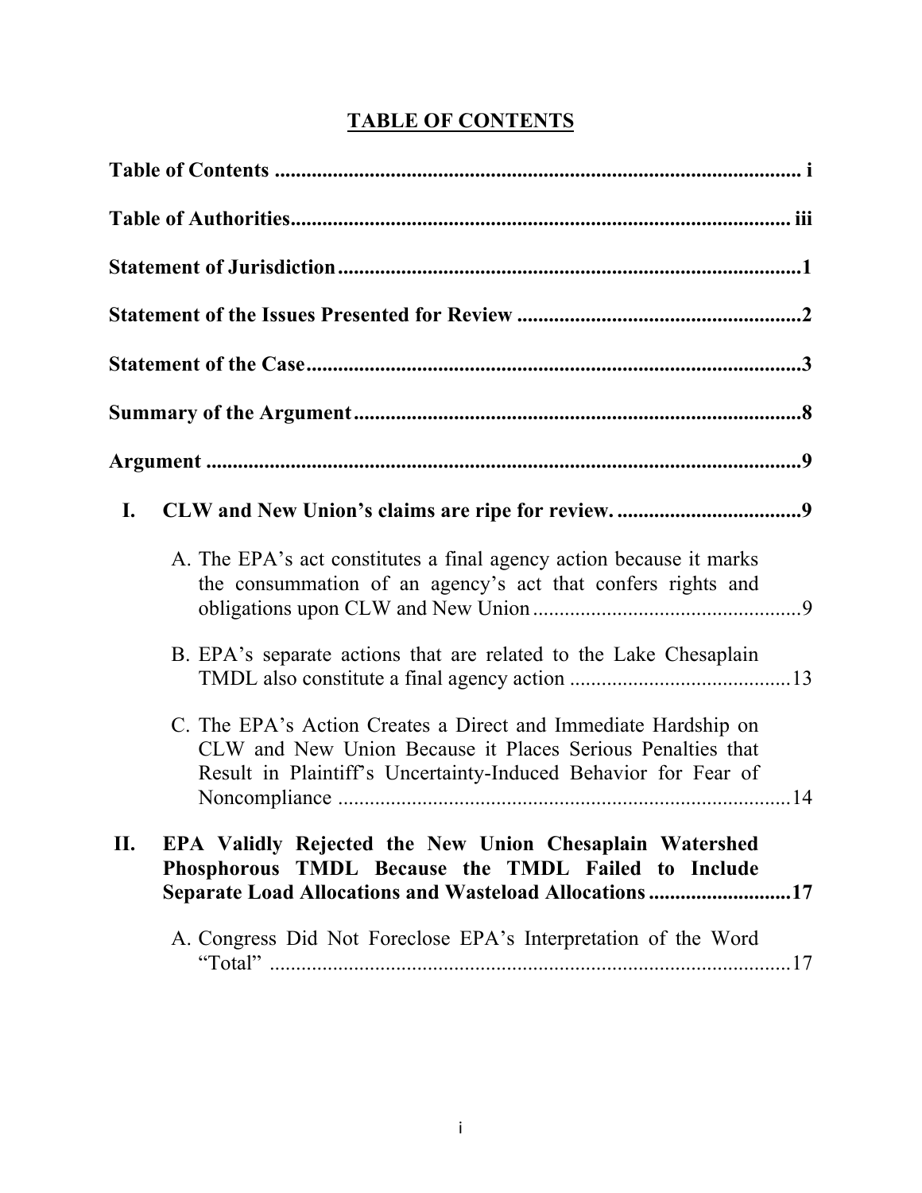# TABLE OF CONTENTS

**Table of Contents** ..................................................................................................... i

**Table of Authorities** ................................................................................................ iii

**Statement of Jurisdiction** ........................................................................................1

**Statement of the Issues Presented for Review** ......................................................2

**Statement of the Case** ..............................................................................................3

**Summary of the Argument** .....................................................................................8

**Argument** ...................................................................................................................9

**I. CLW and New Union's claims are ripe for review.** ...................................9

A. The EPA's act constitutes a final agency action because it marks the consummation of an agency's act that confers rights and obligations upon CLW and New Union ...................................................9

B. EPA's separate actions that are related to the Lake Chesaplain TMDL also constitute a final agency action ..........................................13

C. The EPA's Action Creates a Direct and Immediate Hardship on CLW and New Union Because it Places Serious Penalties that Result in Plaintiff's Uncertainty-Induced Behavior for Fear of Noncompliance .......................................................................................14

**II. EPA Validly Rejected the New Union Chesaplain Watershed Phosphorous TMDL Because the TMDL Failed to Include Separate Load Allocations and Wasteload Allocations** ...........................17

A. Congress Did Not Foreclose EPA's Interpretation of the Word "Total" ....................................................................................................17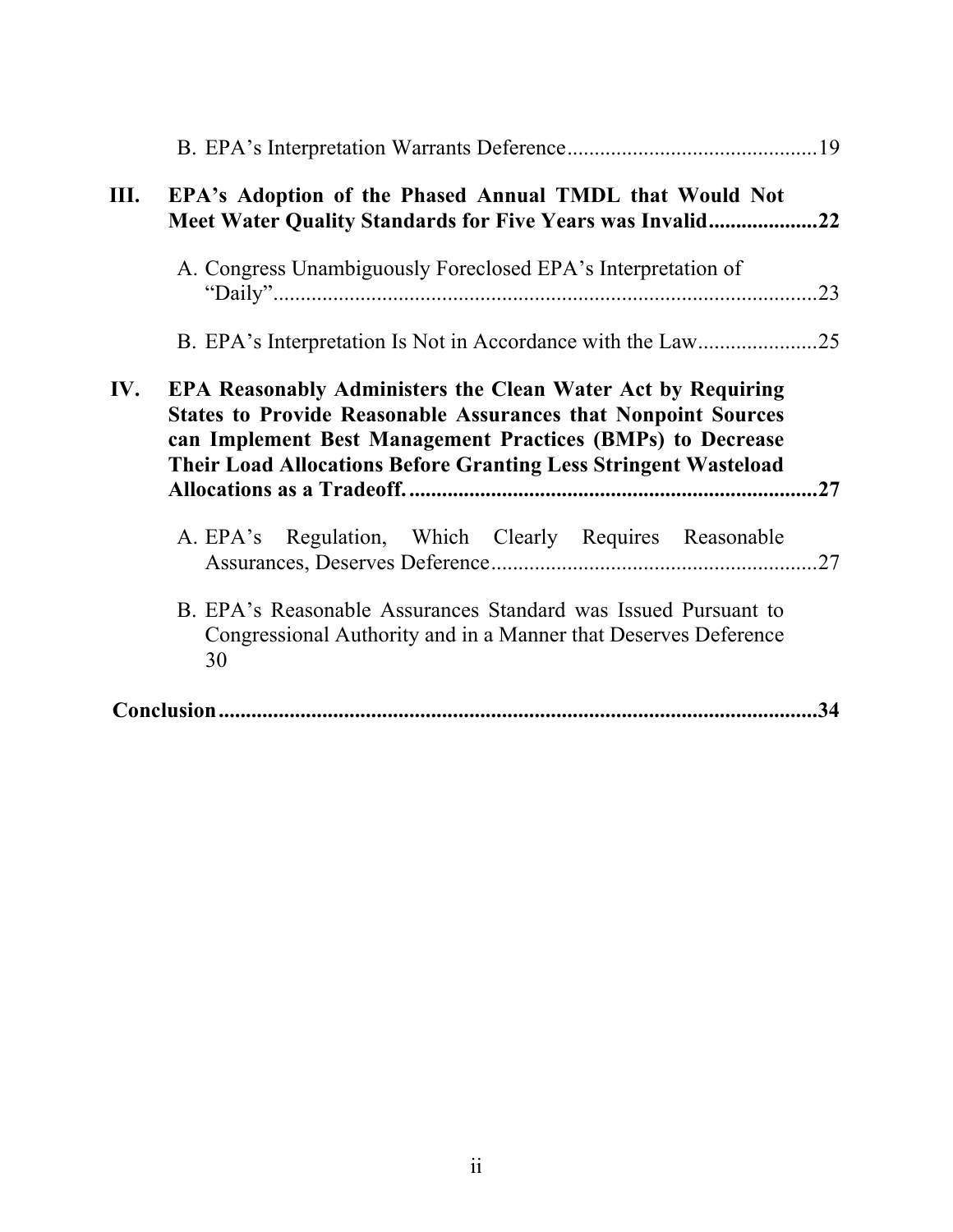B. EPA's Interpretation Warrants Deference .......................................... 19

**III. EPA's Adoption of the Phased Annual TMDL that Would Not Meet Water Quality Standards for Five Years was Invalid .................... 22**

A. Congress Unambiguously Foreclosed EPA's Interpretation of "Daily" .................................................................................................... 23

B. EPA's Interpretation Is Not in Accordance with the Law ...................... 25

**IV. EPA Reasonably Administers the Clean Water Act by Requiring States to Provide Reasonable Assurances that Nonpoint Sources can Implement Best Management Practices (BMPs) to Decrease Their Load Allocations Before Granting Less Stringent Wasteload Allocations as a Tradeoff. .......................................................................... 27**

A. EPA's Regulation, Which Clearly Requires Reasonable Assurances, Deserves Deference ............................................................ 27

B. EPA's Reasonable Assurances Standard was Issued Pursuant to Congressional Authority and in a Manner that Deserves Deference 30

**Conclusion ............................................................................................. 34**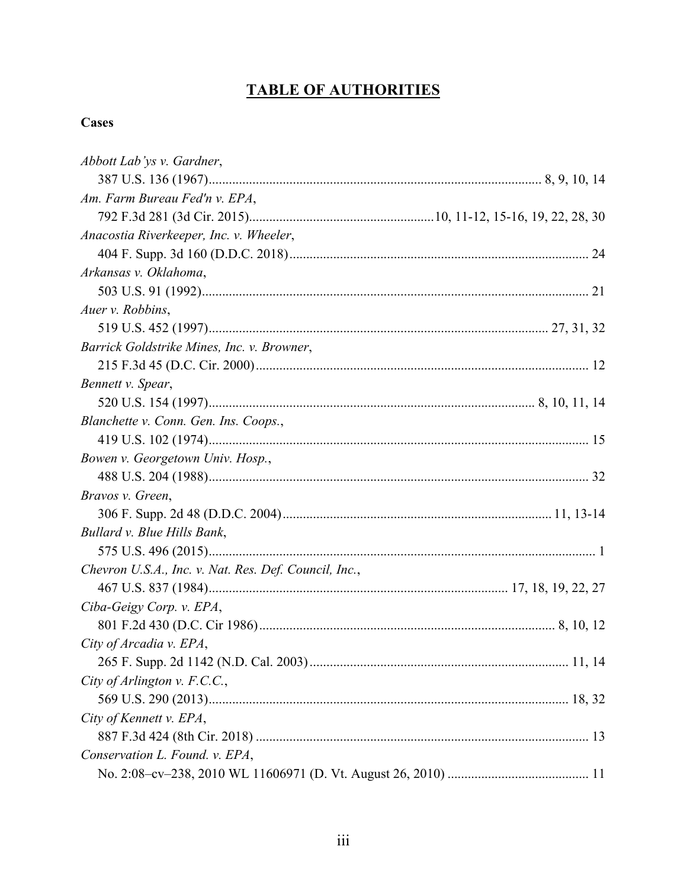## TABLE OF AUTHORITIES

### Cases

*Abbott Lab'ys v. Gardner*,
387 U.S. 136 (1967).................................................................................................. 8, 9, 10, 14

*Am. Farm Bureau Fed'n v. EPA*,
792 F.3d 281 (3d Cir. 2015).......................................................10, 11-12, 15-16, 19, 22, 28, 30

*Anacostia Riverkeeper, Inc. v. Wheeler*,
404 F. Supp. 3d 160 (D.D.C. 2018)........................................................................................ 24

*Arkansas v. Oklahoma*,
503 U.S. 91 (1992).................................................................................................................. 21

*Auer v. Robbins*,
519 U.S. 452 (1997).................................................................................................... 27, 31, 32

*Barrick Goldstrike Mines, Inc. v. Browner*,
215 F.3d 45 (D.C. Cir. 2000).................................................................................................. 12

*Bennett v. Spear*,
520 U.S. 154 (1997)................................................................................................ 8, 10, 11, 14

*Blanchette v. Conn. Gen. Ins. Coops.*,
419 U.S. 102 (1974)................................................................................................................ 15

*Bowen v. Georgetown Univ. Hosp.*,
488 U.S. 204 (1988)................................................................................................................ 32

*Bravos v. Green*,
306 F. Supp. 2d 48 (D.D.C. 2004).............................................................................. 11, 13-14

*Bullard v. Blue Hills Bank*,
575 U.S. 496 (2015).................................................................................................................. 1

*Chevron U.S.A., Inc. v. Nat. Res. Def. Council, Inc.*,
467 U.S. 837 (1984)....................................................................................... 17, 18, 19, 22, 27

*Ciba-Geigy Corp. v. EPA*,
801 F.2d 430 (D.C. Cir 1986)....................................................................................... 8, 10, 12

*City of Arcadia v. EPA*,
265 F. Supp. 2d 1142 (N.D. Cal. 2003)............................................................................ 11, 14

*City of Arlington v. F.C.C.*,
569 U.S. 290 (2013)........................................................................................................ 18, 32

*City of Kennett v. EPA*,
887 F.3d 424 (8th Cir. 2018) .................................................................................................. 13

*Conservation L. Found. v. EPA*,
No. 2:08–cv–238, 2010 WL 11606971 (D. Vt. August 26, 2010) .......................................... 11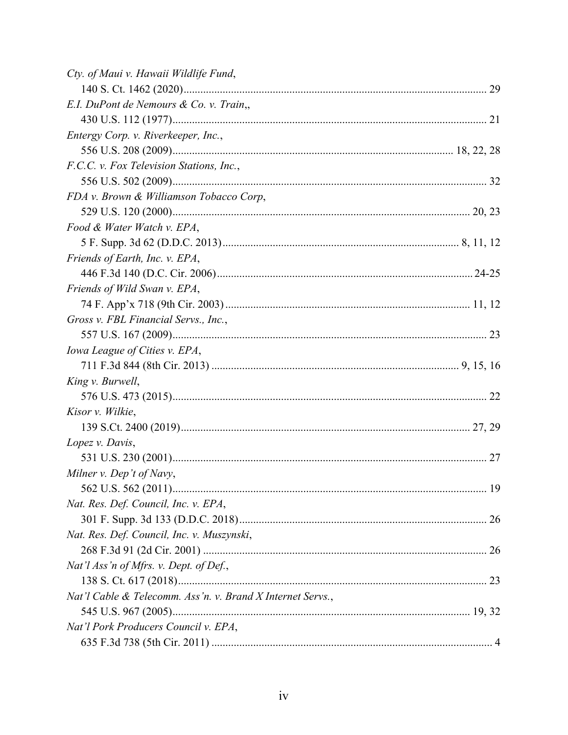*Cty. of Maui v. Hawaii Wildlife Fund*,
140 S. Ct. 1462 (2020) .......... 29

*E.I. DuPont de Nemours & Co. v. Train*,,
430 U.S. 112 (1977) .......... 21

*Entergy Corp. v. Riverkeeper, Inc.*,
556 U.S. 208 (2009) .......... 18, 22, 28

*F.C.C. v. Fox Television Stations, Inc.*,
556 U.S. 502 (2009) .......... 32

*FDA v. Brown & Williamson Tobacco Corp*,
529 U.S. 120 (2000) .......... 20, 23

*Food & Water Watch v. EPA*,
5 F. Supp. 3d 62 (D.D.C. 2013) .......... 8, 11, 12

*Friends of Earth, Inc. v. EPA*,
446 F.3d 140 (D.C. Cir. 2006) .......... 24-25

*Friends of Wild Swan v. EPA*,
74 F. App'x 718 (9th Cir. 2003) .......... 11, 12

*Gross v. FBL Financial Servs., Inc.*,
557 U.S. 167 (2009) .......... 23

*Iowa League of Cities v. EPA*,
711 F.3d 844 (8th Cir. 2013) .......... 9, 15, 16

*King v. Burwell*,
576 U.S. 473 (2015) .......... 22

*Kisor v. Wilkie*,
139 S.Ct. 2400 (2019) .......... 27, 29

*Lopez v. Davis*,
531 U.S. 230 (2001) .......... 27

*Milner v. Dep't of Navy*,
562 U.S. 562 (2011) .......... 19

*Nat. Res. Def. Council, Inc. v. EPA*,
301 F. Supp. 3d 133 (D.D.C. 2018) .......... 26

*Nat. Res. Def. Council, Inc. v. Muszynski*,
268 F.3d 91 (2d Cir. 2001) .......... 26

*Nat'l Ass'n of Mfrs. v. Dept. of Def.*,
138 S. Ct. 617 (2018) .......... 23

*Nat'l Cable & Telecomm. Ass'n. v. Brand X Internet Servs.*,
545 U.S. 967 (2005) .......... 19, 32

*Nat'l Pork Producers Council v. EPA*,
635 F.3d 738 (5th Cir. 2011) .......... 4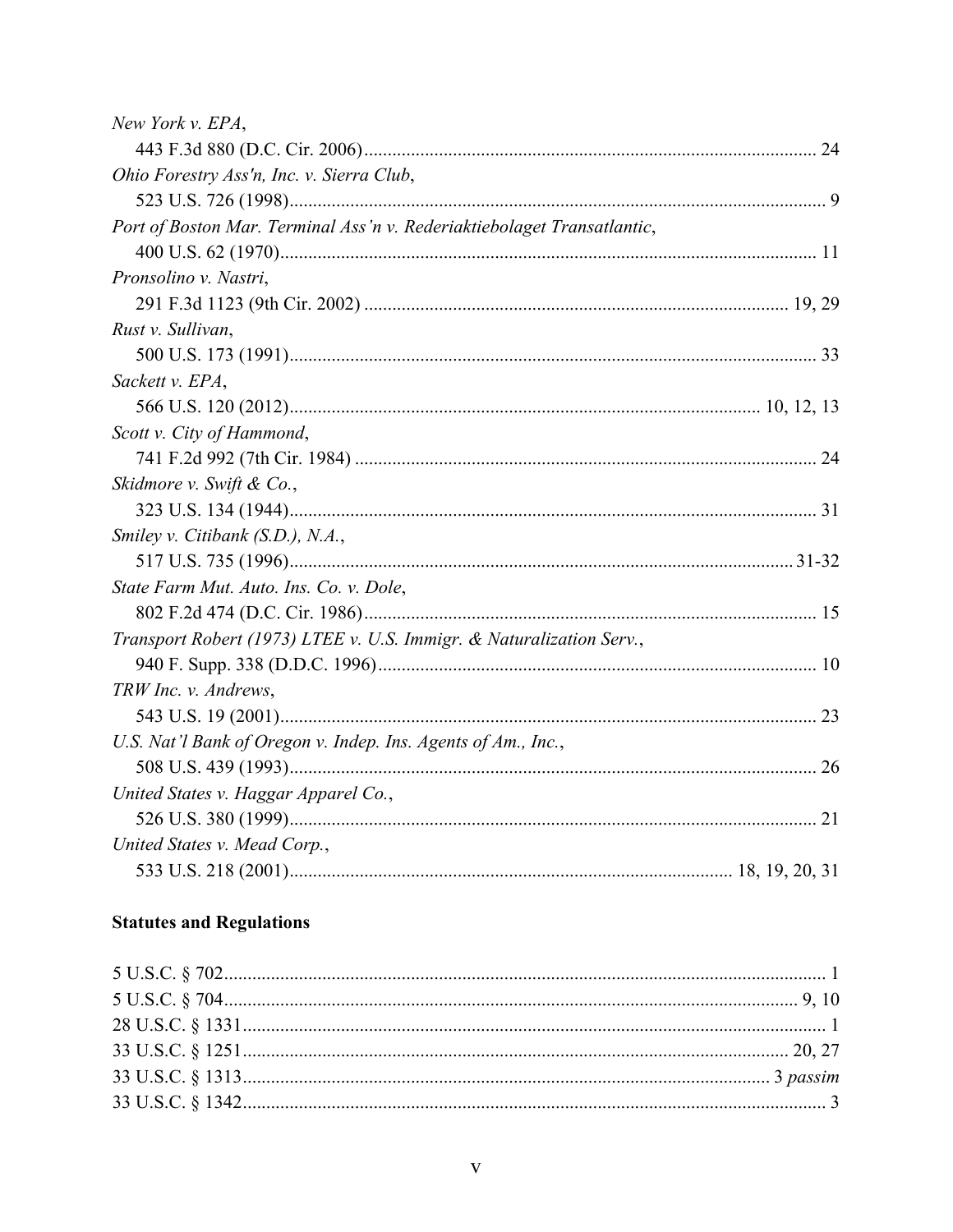*New York v. EPA*,
443 F.3d 880 (D.C. Cir. 2006) ........................................................................................ 24

*Ohio Forestry Ass'n, Inc. v. Sierra Club*,
523 U.S. 726 (1998) ........................................................................................................ 9

*Port of Boston Mar. Terminal Ass'n v. Rederiaktiebolaget Transatlantic*,
400 U.S. 62 (1970) ........................................................................................................ 11

*Pronsolino v. Nastri*,
291 F.3d 1123 (9th Cir. 2002) ................................................................................ 19, 29

*Rust v. Sullivan*,
500 U.S. 173 (1991) ...................................................................................................... 33

*Sackett v. EPA*,
566 U.S. 120 (2012) ......................................................................................... 10, 12, 13

*Scott v. City of Hammond*,
741 F.2d 992 (7th Cir. 1984) ........................................................................................ 24

*Skidmore v. Swift & Co.*,
323 U.S. 134 (1944) ...................................................................................................... 31

*Smiley v. Citibank (S.D.), N.A.*,
517 U.S. 735 (1996) ................................................................................................ 31-32

*State Farm Mut. Auto. Ins. Co. v. Dole*,
802 F.2d 474 (D.C. Cir. 1986) ...................................................................................... 15

*Transport Robert (1973) LTEE v. U.S. Immigr. & Naturalization Serv.*,
940 F. Supp. 338 (D.D.C. 1996) ................................................................................... 10

*TRW Inc. v. Andrews*,
543 U.S. 19 (2001) ........................................................................................................ 23

*U.S. Nat'l Bank of Oregon v. Indep. Ins. Agents of Am., Inc.*,
508 U.S. 439 (1993) ...................................................................................................... 26

*United States v. Haggar Apparel Co.*,
526 U.S. 380 (1999) ...................................................................................................... 21

*United States v. Mead Corp.*,
533 U.S. 218 (2001) ............................................................................... 18, 19, 20, 31

## Statutes and Regulations

5 U.S.C. § 702 ...................................................................................................................... 1

5 U.S.C. § 704 ............................................................................................................... 9, 10

28 U.S.C. § 1331 .................................................................................................................. 1

33 U.S.C. § 1251 ........................................................................................................ 20, 27

33 U.S.C. § 1313 ................................................................................................... 3 *passim*

33 U.S.C. § 1342 .................................................................................................................. 3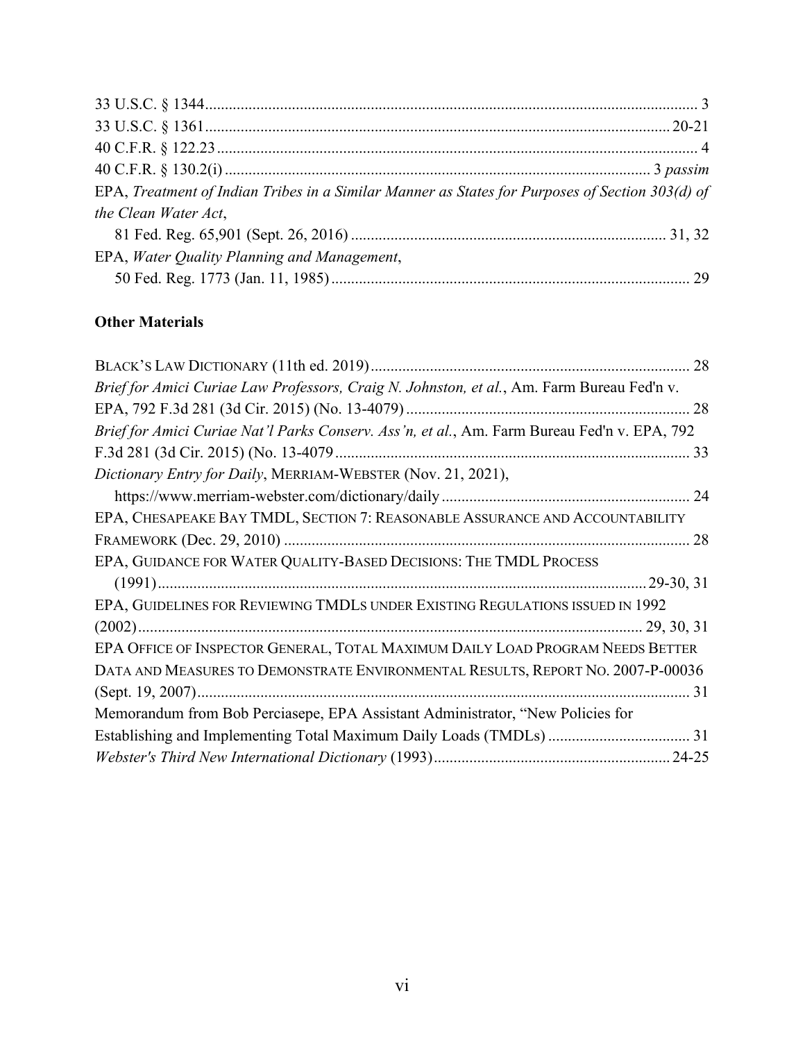33 U.S.C. § 1344 ........................................................................................................................ 3
33 U.S.C. § 1361 ................................................................................................................... 20-21
40 C.F.R. § 122.23 ...................................................................................................................... 4
40 C.F.R. § 130.2(i) ......................................................................................................... 3 *passim*
EPA, *Treatment of Indian Tribes in a Similar Manner as States for Purposes of Section 303(d) of the Clean Water Act*,
  81 Fed. Reg. 65,901 (Sept. 26, 2016) ............................................................................... 31, 32
EPA, *Water Quality Planning and Management*,
  50 Fed. Reg. 1773 (Jan. 11, 1985) ........................................................................................... 29

**Other Materials**

BLACK'S LAW DICTIONARY (11th ed. 2019) ................................................................................ 28
*Brief for Amici Curiae Law Professors, Craig N. Johnston, et al.*, Am. Farm Bureau Fed'n v. EPA, 792 F.3d 281 (3d Cir. 2015) (No. 13-4079) ........................................................................ 28
*Brief for Amici Curiae Nat'l Parks Conserv. Ass'n, et al.*, Am. Farm Bureau Fed'n v. EPA, 792 F.3d 281 (3d Cir. 2015) (No. 13-4079 .......................................................................................... 33
*Dictionary Entry for Daily*, MERRIAM-WEBSTER (Nov. 21, 2021),
  https://www.merriam-webster.com/dictionary/daily ............................................................... 24
EPA, CHESAPEAKE BAY TMDL, SECTION 7: REASONABLE ASSURANCE AND ACCOUNTABILITY FRAMEWORK (Dec. 29, 2010) ....................................................................................................... 28
EPA, GUIDANCE FOR WATER QUALITY-BASED DECISIONS: THE TMDL PROCESS
  (1991) ........................................................................................................................... 29-30, 31
EPA, GUIDELINES FOR REVIEWING TMDLS UNDER EXISTING REGULATIONS ISSUED IN 1992 (2002) ............................................................................................................................... 29, 30, 31
EPA OFFICE OF INSPECTOR GENERAL, TOTAL MAXIMUM DAILY LOAD PROGRAM NEEDS BETTER DATA AND MEASURES TO DEMONSTRATE ENVIRONMENTAL RESULTS, REPORT NO. 2007-P-00036 (Sept. 19, 2007) ............................................................................................................................. 31
Memorandum from Bob Perciasepe, EPA Assistant Administrator, "New Policies for Establishing and Implementing Total Maximum Daily Loads (TMDLs) .................................... 31
*Webster's Third New International Dictionary* (1993) ............................................................ 24-25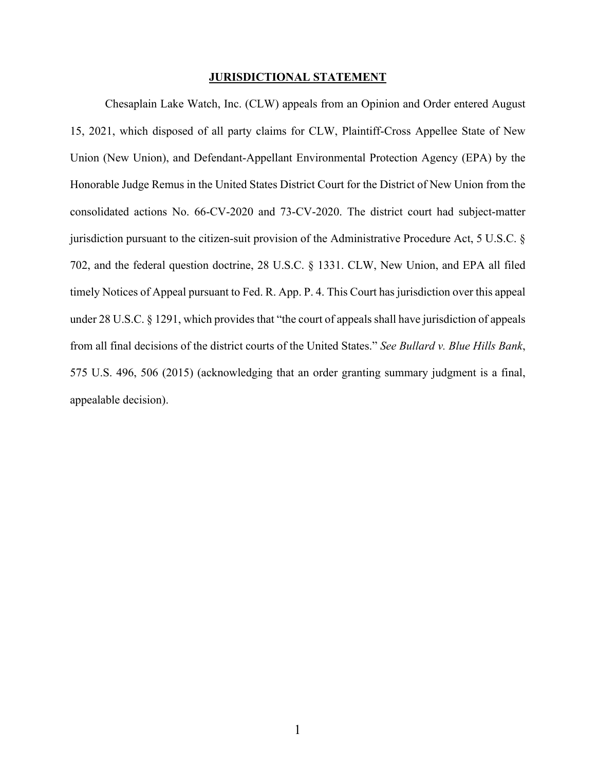## JURISDICTIONAL STATEMENT

Chesaplain Lake Watch, Inc. (CLW) appeals from an Opinion and Order entered August 15, 2021, which disposed of all party claims for CLW, Plaintiff-Cross Appellee State of New Union (New Union), and Defendant-Appellant Environmental Protection Agency (EPA) by the Honorable Judge Remus in the United States District Court for the District of New Union from the consolidated actions No. 66-CV-2020 and 73-CV-2020. The district court had subject-matter jurisdiction pursuant to the citizen-suit provision of the Administrative Procedure Act, 5 U.S.C. § 702, and the federal question doctrine, 28 U.S.C. § 1331. CLW, New Union, and EPA all filed timely Notices of Appeal pursuant to Fed. R. App. P. 4. This Court has jurisdiction over this appeal under 28 U.S.C. § 1291, which provides that "the court of appeals shall have jurisdiction of appeals from all final decisions of the district courts of the United States." *See Bullard v. Blue Hills Bank*, 575 U.S. 496, 506 (2015) (acknowledging that an order granting summary judgment is a final, appealable decision).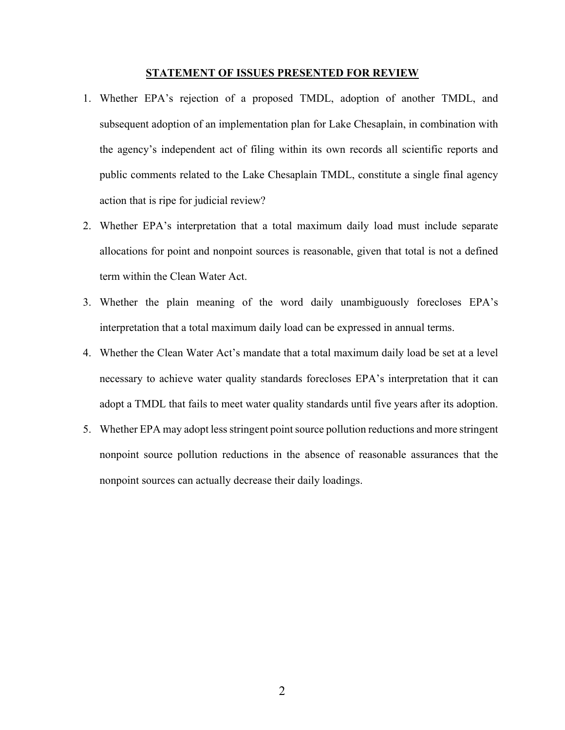## STATEMENT OF ISSUES PRESENTED FOR REVIEW

1. Whether EPA's rejection of a proposed TMDL, adoption of another TMDL, and subsequent adoption of an implementation plan for Lake Chesaplain, in combination with the agency's independent act of filing within its own records all scientific reports and public comments related to the Lake Chesaplain TMDL, constitute a single final agency action that is ripe for judicial review?

2. Whether EPA's interpretation that a total maximum daily load must include separate allocations for point and nonpoint sources is reasonable, given that total is not a defined term within the Clean Water Act.

3. Whether the plain meaning of the word daily unambiguously forecloses EPA's interpretation that a total maximum daily load can be expressed in annual terms.

4. Whether the Clean Water Act's mandate that a total maximum daily load be set at a level necessary to achieve water quality standards forecloses EPA's interpretation that it can adopt a TMDL that fails to meet water quality standards until five years after its adoption.

5. Whether EPA may adopt less stringent point source pollution reductions and more stringent nonpoint source pollution reductions in the absence of reasonable assurances that the nonpoint sources can actually decrease their daily loadings.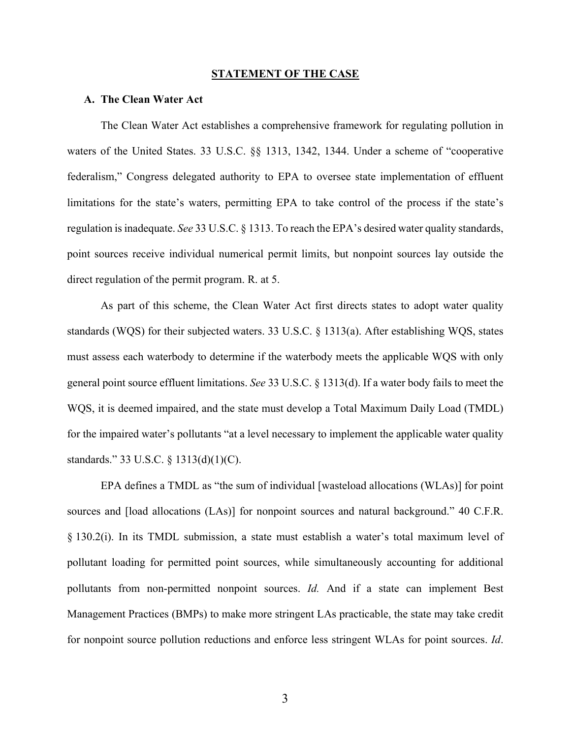## STATEMENT OF THE CASE

### A. The Clean Water Act

The Clean Water Act establishes a comprehensive framework for regulating pollution in waters of the United States. 33 U.S.C. §§ 1313, 1342, 1344. Under a scheme of "cooperative federalism," Congress delegated authority to EPA to oversee state implementation of effluent limitations for the state's waters, permitting EPA to take control of the process if the state's regulation is inadequate. *See* 33 U.S.C. § 1313. To reach the EPA's desired water quality standards, point sources receive individual numerical permit limits, but nonpoint sources lay outside the direct regulation of the permit program. R. at 5.

As part of this scheme, the Clean Water Act first directs states to adopt water quality standards (WQS) for their subjected waters. 33 U.S.C. § 1313(a). After establishing WQS, states must assess each waterbody to determine if the waterbody meets the applicable WQS with only general point source effluent limitations. *See* 33 U.S.C. § 1313(d). If a water body fails to meet the WQS, it is deemed impaired, and the state must develop a Total Maximum Daily Load (TMDL) for the impaired water's pollutants "at a level necessary to implement the applicable water quality standards." 33 U.S.C. § 1313(d)(1)(C).

EPA defines a TMDL as "the sum of individual [wasteload allocations (WLAs)] for point sources and [load allocations (LAs)] for nonpoint sources and natural background." 40 C.F.R. § 130.2(i). In its TMDL submission, a state must establish a water's total maximum level of pollutant loading for permitted point sources, while simultaneously accounting for additional pollutants from non-permitted nonpoint sources. *Id.* And if a state can implement Best Management Practices (BMPs) to make more stringent LAs practicable, the state may take credit for nonpoint source pollution reductions and enforce less stringent WLAs for point sources. *Id*.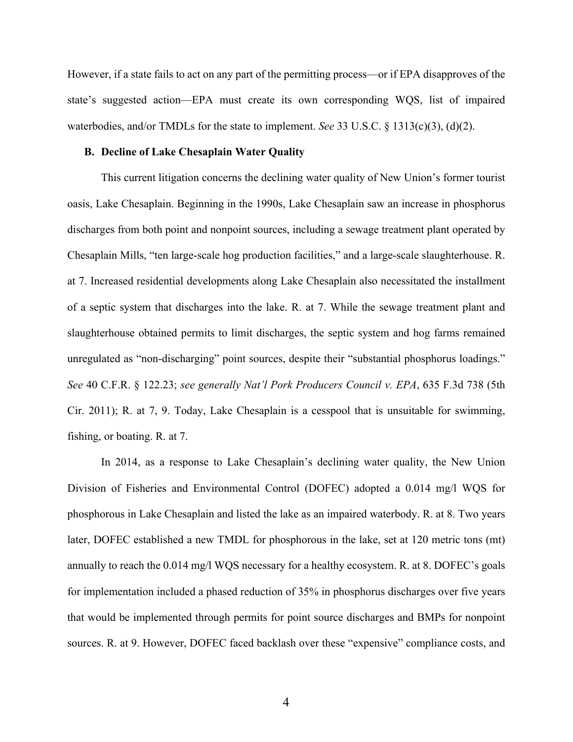However, if a state fails to act on any part of the permitting process—or if EPA disapproves of the state's suggested action—EPA must create its own corresponding WQS, list of impaired waterbodies, and/or TMDLs for the state to implement. *See* 33 U.S.C. § 1313(c)(3), (d)(2).

### B. Decline of Lake Chesaplain Water Quality

This current litigation concerns the declining water quality of New Union's former tourist oasis, Lake Chesaplain. Beginning in the 1990s, Lake Chesaplain saw an increase in phosphorus discharges from both point and nonpoint sources, including a sewage treatment plant operated by Chesaplain Mills, "ten large-scale hog production facilities," and a large-scale slaughterhouse. R. at 7. Increased residential developments along Lake Chesaplain also necessitated the installment of a septic system that discharges into the lake. R. at 7. While the sewage treatment plant and slaughterhouse obtained permits to limit discharges, the septic system and hog farms remained unregulated as "non-discharging" point sources, despite their "substantial phosphorus loadings." *See* 40 C.F.R. § 122.23; *see generally Nat'l Pork Producers Council v. EPA*, 635 F.3d 738 (5th Cir. 2011); R. at 7, 9. Today, Lake Chesaplain is a cesspool that is unsuitable for swimming, fishing, or boating. R. at 7.

In 2014, as a response to Lake Chesaplain's declining water quality, the New Union Division of Fisheries and Environmental Control (DOFEC) adopted a 0.014 mg/l WQS for phosphorous in Lake Chesaplain and listed the lake as an impaired waterbody. R. at 8. Two years later, DOFEC established a new TMDL for phosphorous in the lake, set at 120 metric tons (mt) annually to reach the 0.014 mg/l WQS necessary for a healthy ecosystem. R. at 8. DOFEC's goals for implementation included a phased reduction of 35% in phosphorus discharges over five years that would be implemented through permits for point source discharges and BMPs for nonpoint sources. R. at 9. However, DOFEC faced backlash over these "expensive" compliance costs, and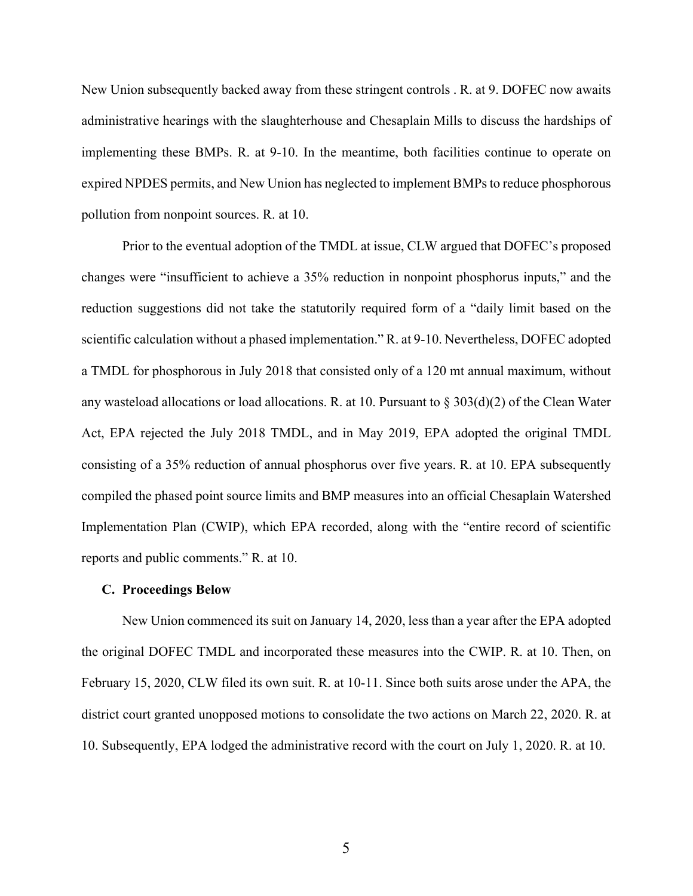New Union subsequently backed away from these stringent controls . R. at 9. DOFEC now awaits administrative hearings with the slaughterhouse and Chesaplain Mills to discuss the hardships of implementing these BMPs. R. at 9-10. In the meantime, both facilities continue to operate on expired NPDES permits, and New Union has neglected to implement BMPs to reduce phosphorous pollution from nonpoint sources. R. at 10.

Prior to the eventual adoption of the TMDL at issue, CLW argued that DOFEC's proposed changes were "insufficient to achieve a 35% reduction in nonpoint phosphorus inputs," and the reduction suggestions did not take the statutorily required form of a "daily limit based on the scientific calculation without a phased implementation." R. at 9-10. Nevertheless, DOFEC adopted a TMDL for phosphorous in July 2018 that consisted only of a 120 mt annual maximum, without any wasteload allocations or load allocations. R. at 10. Pursuant to § 303(d)(2) of the Clean Water Act, EPA rejected the July 2018 TMDL, and in May 2019, EPA adopted the original TMDL consisting of a 35% reduction of annual phosphorus over five years. R. at 10. EPA subsequently compiled the phased point source limits and BMP measures into an official Chesaplain Watershed Implementation Plan (CWIP), which EPA recorded, along with the "entire record of scientific reports and public comments." R. at 10.

### C. Proceedings Below

New Union commenced its suit on January 14, 2020, less than a year after the EPA adopted the original DOFEC TMDL and incorporated these measures into the CWIP. R. at 10. Then, on February 15, 2020, CLW filed its own suit. R. at 10-11. Since both suits arose under the APA, the district court granted unopposed motions to consolidate the two actions on March 22, 2020. R. at 10. Subsequently, EPA lodged the administrative record with the court on July 1, 2020. R. at 10.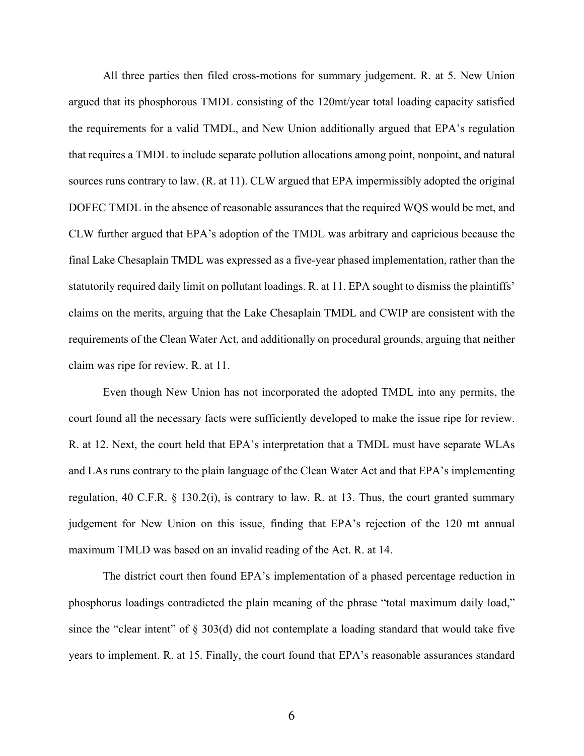All three parties then filed cross-motions for summary judgement. R. at 5. New Union argued that its phosphorous TMDL consisting of the 120mt/year total loading capacity satisfied the requirements for a valid TMDL, and New Union additionally argued that EPA's regulation that requires a TMDL to include separate pollution allocations among point, nonpoint, and natural sources runs contrary to law. (R. at 11). CLW argued that EPA impermissibly adopted the original DOFEC TMDL in the absence of reasonable assurances that the required WQS would be met, and CLW further argued that EPA's adoption of the TMDL was arbitrary and capricious because the final Lake Chesaplain TMDL was expressed as a five-year phased implementation, rather than the statutorily required daily limit on pollutant loadings. R. at 11. EPA sought to dismiss the plaintiffs' claims on the merits, arguing that the Lake Chesaplain TMDL and CWIP are consistent with the requirements of the Clean Water Act, and additionally on procedural grounds, arguing that neither claim was ripe for review. R. at 11.

Even though New Union has not incorporated the adopted TMDL into any permits, the court found all the necessary facts were sufficiently developed to make the issue ripe for review. R. at 12. Next, the court held that EPA's interpretation that a TMDL must have separate WLAs and LAs runs contrary to the plain language of the Clean Water Act and that EPA's implementing regulation, 40 C.F.R. § 130.2(i), is contrary to law. R. at 13. Thus, the court granted summary judgement for New Union on this issue, finding that EPA's rejection of the 120 mt annual maximum TMLD was based on an invalid reading of the Act. R. at 14.

The district court then found EPA's implementation of a phased percentage reduction in phosphorus loadings contradicted the plain meaning of the phrase "total maximum daily load," since the "clear intent" of § 303(d) did not contemplate a loading standard that would take five years to implement. R. at 15. Finally, the court found that EPA's reasonable assurances standard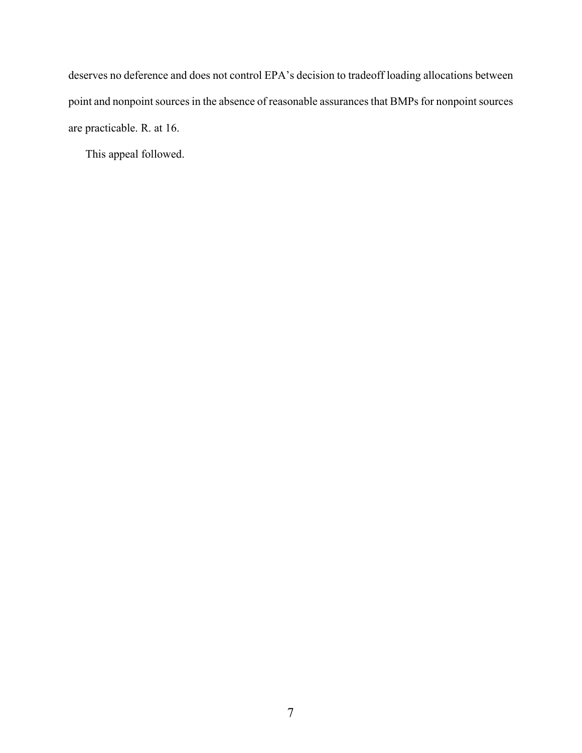deserves no deference and does not control EPA's decision to tradeoff loading allocations between point and nonpoint sources in the absence of reasonable assurances that BMPs for nonpoint sources are practicable. R. at 16.

This appeal followed.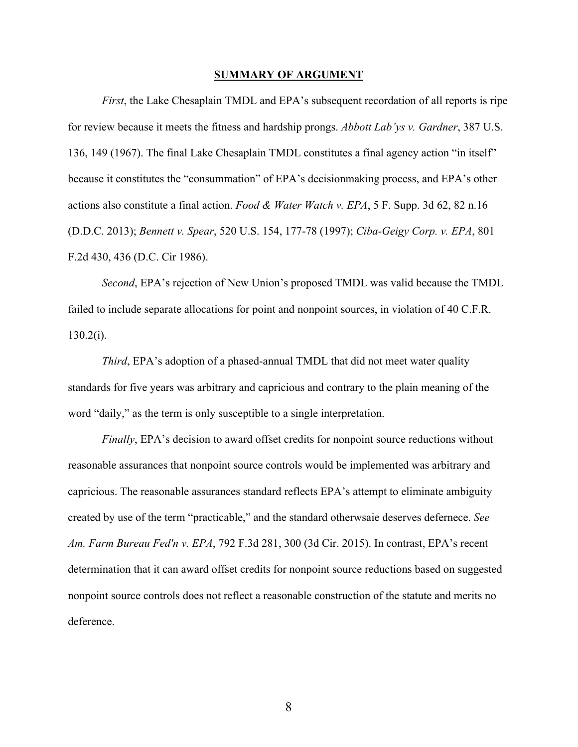## SUMMARY OF ARGUMENT

*First*, the Lake Chesaplain TMDL and EPA's subsequent recordation of all reports is ripe for review because it meets the fitness and hardship prongs. *Abbott Lab'ys v. Gardner*, 387 U.S. 136, 149 (1967). The final Lake Chesaplain TMDL constitutes a final agency action "in itself" because it constitutes the "consummation" of EPA's decisionmaking process, and EPA's other actions also constitute a final action. *Food & Water Watch v. EPA*, 5 F. Supp. 3d 62, 82 n.16 (D.D.C. 2013); *Bennett v. Spear*, 520 U.S. 154, 177-78 (1997); *Ciba-Geigy Corp. v. EPA*, 801 F.2d 430, 436 (D.C. Cir 1986).

*Second*, EPA's rejection of New Union's proposed TMDL was valid because the TMDL failed to include separate allocations for point and nonpoint sources, in violation of 40 C.F.R. 130.2(i).

*Third*, EPA's adoption of a phased-annual TMDL that did not meet water quality standards for five years was arbitrary and capricious and contrary to the plain meaning of the word "daily," as the term is only susceptible to a single interpretation.

*Finally*, EPA's decision to award offset credits for nonpoint source reductions without reasonable assurances that nonpoint source controls would be implemented was arbitrary and capricious. The reasonable assurances standard reflects EPA's attempt to eliminate ambiguity created by use of the term "practicable," and the standard otherwsaie deserves defernece. *See Am. Farm Bureau Fed'n v. EPA*, 792 F.3d 281, 300 (3d Cir. 2015). In contrast, EPA's recent determination that it can award offset credits for nonpoint source reductions based on suggested nonpoint source controls does not reflect a reasonable construction of the statute and merits no deference.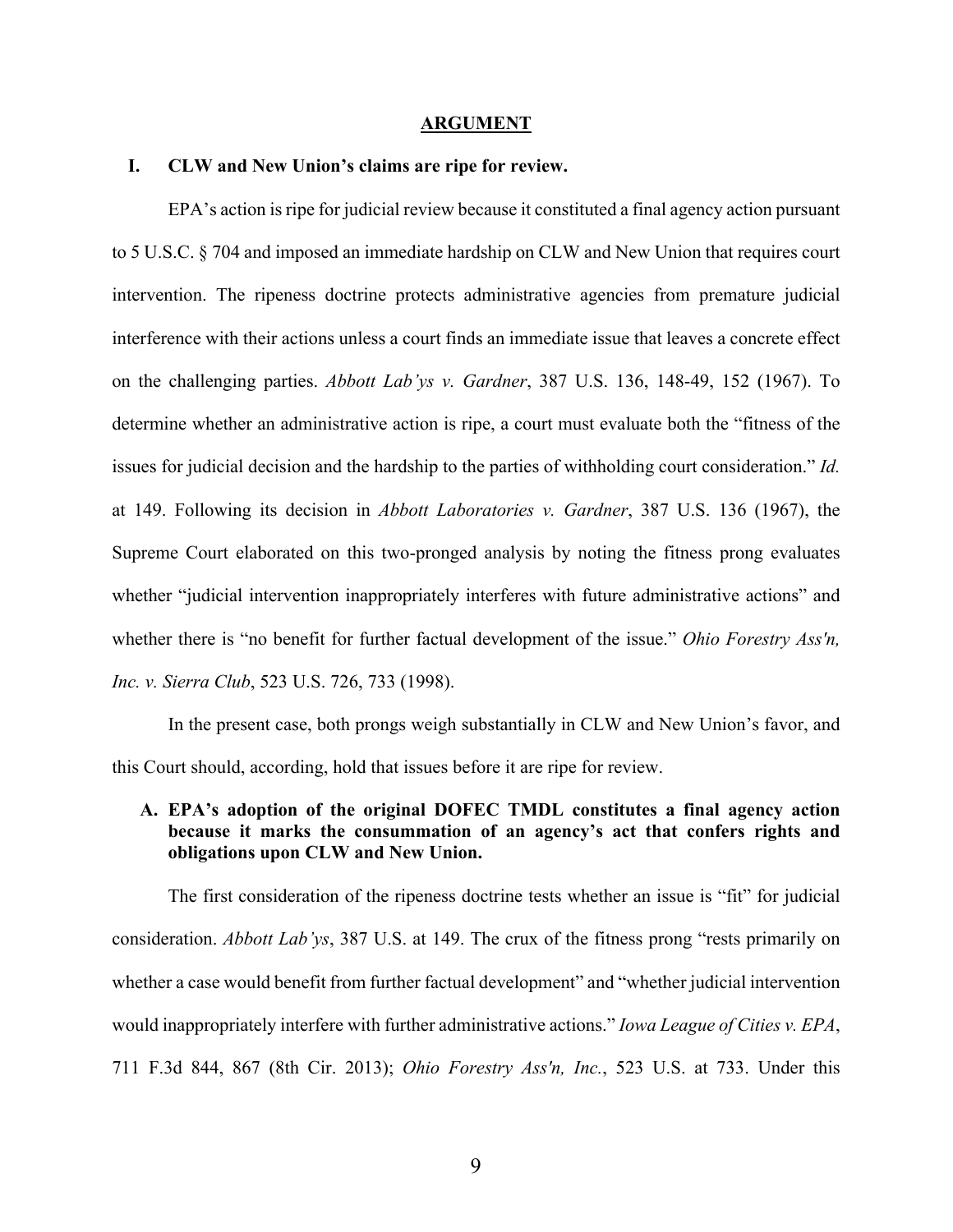## ARGUMENT

### I. CLW and New Union's claims are ripe for review.

EPA's action is ripe for judicial review because it constituted a final agency action pursuant to 5 U.S.C. § 704 and imposed an immediate hardship on CLW and New Union that requires court intervention. The ripeness doctrine protects administrative agencies from premature judicial interference with their actions unless a court finds an immediate issue that leaves a concrete effect on the challenging parties. *Abbott Lab'ys v. Gardner*, 387 U.S. 136, 148-49, 152 (1967). To determine whether an administrative action is ripe, a court must evaluate both the "fitness of the issues for judicial decision and the hardship to the parties of withholding court consideration." *Id.* at 149. Following its decision in *Abbott Laboratories v. Gardner*, 387 U.S. 136 (1967), the Supreme Court elaborated on this two-pronged analysis by noting the fitness prong evaluates whether "judicial intervention inappropriately interferes with future administrative actions" and whether there is "no benefit for further factual development of the issue." *Ohio Forestry Ass'n, Inc. v. Sierra Club*, 523 U.S. 726, 733 (1998).

In the present case, both prongs weigh substantially in CLW and New Union's favor, and this Court should, according, hold that issues before it are ripe for review.

#### A. EPA's adoption of the original DOFEC TMDL constitutes a final agency action because it marks the consummation of an agency's act that confers rights and obligations upon CLW and New Union.

The first consideration of the ripeness doctrine tests whether an issue is "fit" for judicial consideration. *Abbott Lab'ys*, 387 U.S. at 149. The crux of the fitness prong "rests primarily on whether a case would benefit from further factual development" and "whether judicial intervention would inappropriately interfere with further administrative actions." *Iowa League of Cities v. EPA*, 711 F.3d 844, 867 (8th Cir. 2013); *Ohio Forestry Ass'n, Inc.*, 523 U.S. at 733. Under this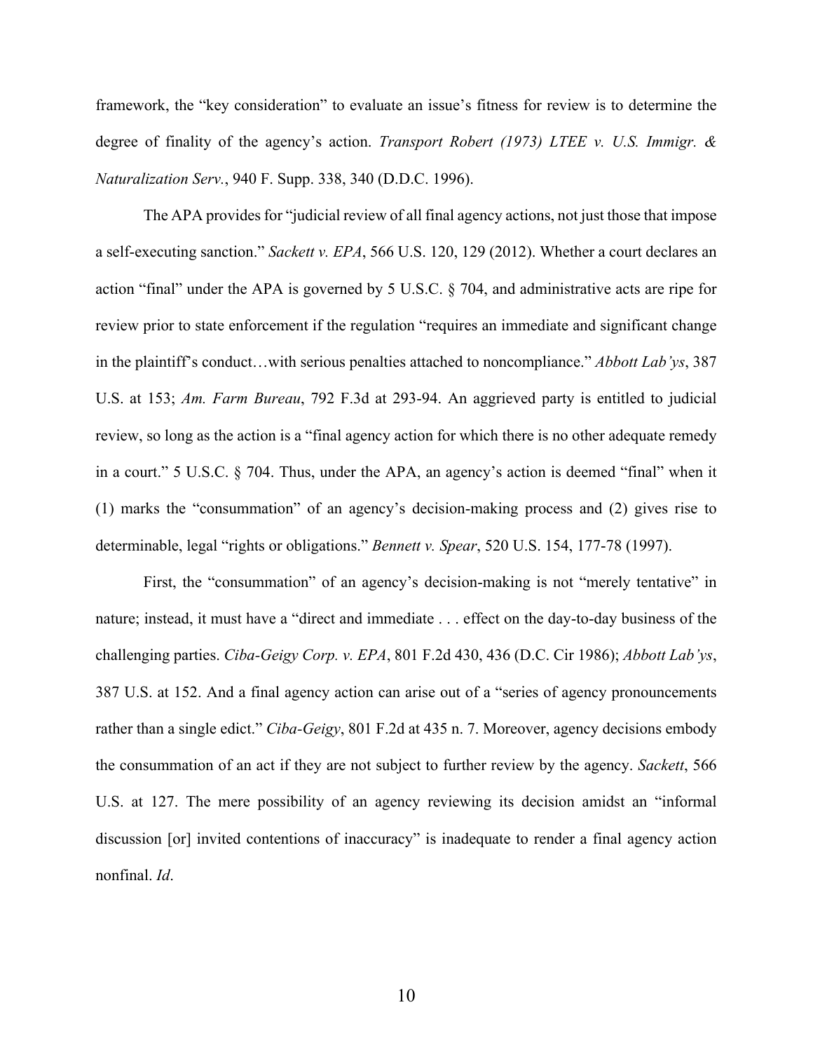framework, the "key consideration" to evaluate an issue's fitness for review is to determine the degree of finality of the agency's action. *Transport Robert (1973) LTEE v. U.S. Immigr. & Naturalization Serv.*, 940 F. Supp. 338, 340 (D.D.C. 1996).

The APA provides for "judicial review of all final agency actions, not just those that impose a self-executing sanction." *Sackett v. EPA*, 566 U.S. 120, 129 (2012). Whether a court declares an action "final" under the APA is governed by 5 U.S.C. § 704, and administrative acts are ripe for review prior to state enforcement if the regulation "requires an immediate and significant change in the plaintiff's conduct…with serious penalties attached to noncompliance." *Abbott Lab'ys*, 387 U.S. at 153; *Am. Farm Bureau*, 792 F.3d at 293-94. An aggrieved party is entitled to judicial review, so long as the action is a "final agency action for which there is no other adequate remedy in a court." 5 U.S.C. § 704. Thus, under the APA, an agency's action is deemed "final" when it (1) marks the "consummation" of an agency's decision-making process and (2) gives rise to determinable, legal "rights or obligations." *Bennett v. Spear*, 520 U.S. 154, 177-78 (1997).

First, the "consummation" of an agency's decision-making is not "merely tentative" in nature; instead, it must have a "direct and immediate . . . effect on the day-to-day business of the challenging parties. *Ciba-Geigy Corp. v. EPA*, 801 F.2d 430, 436 (D.C. Cir 1986); *Abbott Lab'ys*, 387 U.S. at 152. And a final agency action can arise out of a "series of agency pronouncements rather than a single edict." *Ciba-Geigy*, 801 F.2d at 435 n. 7. Moreover, agency decisions embody the consummation of an act if they are not subject to further review by the agency. *Sackett*, 566 U.S. at 127. The mere possibility of an agency reviewing its decision amidst an "informal discussion [or] invited contentions of inaccuracy" is inadequate to render a final agency action nonfinal. *Id*.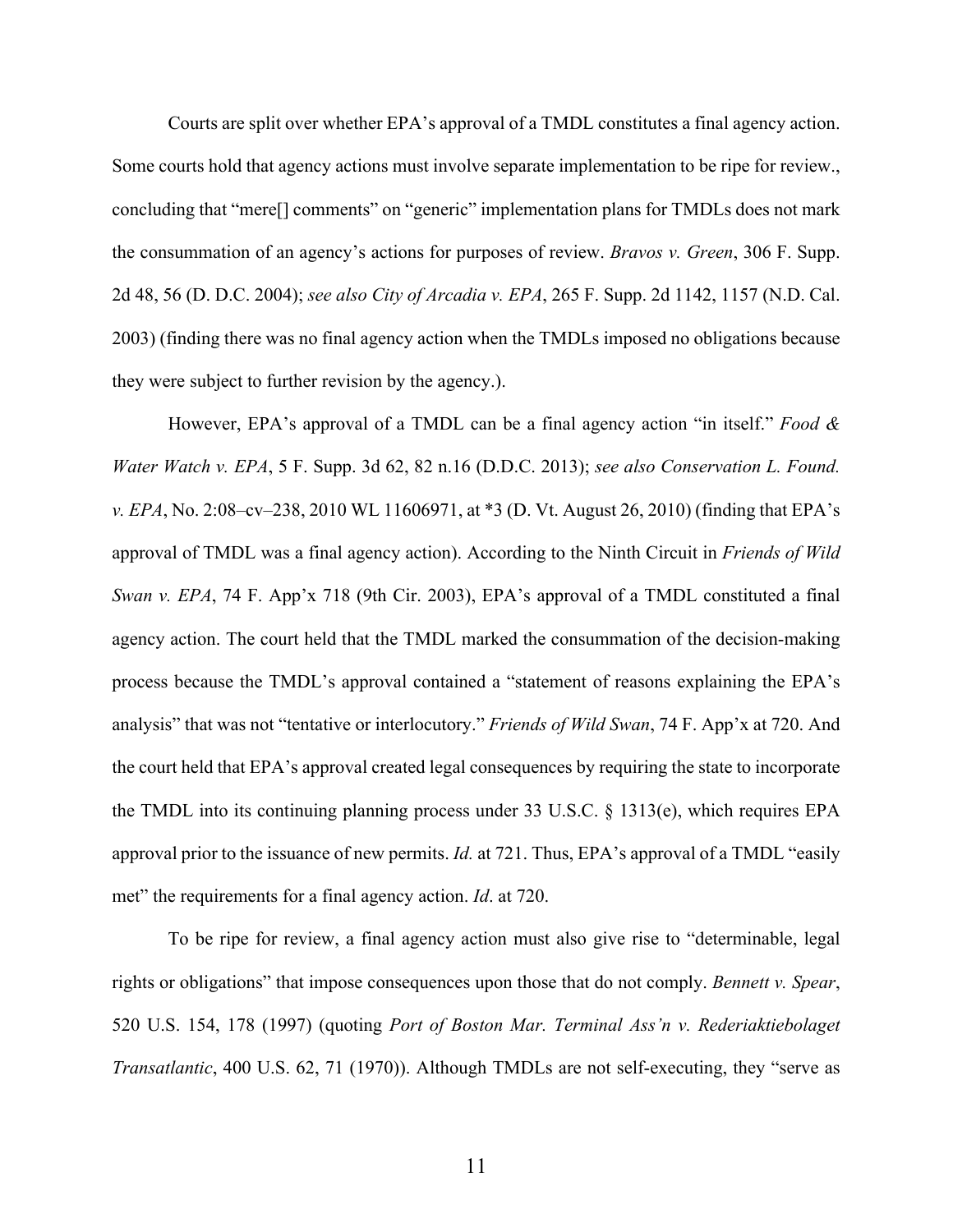Courts are split over whether EPA's approval of a TMDL constitutes a final agency action. Some courts hold that agency actions must involve separate implementation to be ripe for review., concluding that "mere[] comments" on "generic" implementation plans for TMDLs does not mark the consummation of an agency's actions for purposes of review. *Bravos v. Green*, 306 F. Supp. 2d 48, 56 (D. D.C. 2004); *see also City of Arcadia v. EPA*, 265 F. Supp. 2d 1142, 1157 (N.D. Cal. 2003) (finding there was no final agency action when the TMDLs imposed no obligations because they were subject to further revision by the agency.).

However, EPA's approval of a TMDL can be a final agency action "in itself." *Food & Water Watch v. EPA*, 5 F. Supp. 3d 62, 82 n.16 (D.D.C. 2013); *see also Conservation L. Found. v. EPA*, No. 2:08–cv–238, 2010 WL 11606971, at *3 (D. Vt. August 26, 2010) (finding that EPA's approval of TMDL was a final agency action). According to the Ninth Circuit in *Friends of Wild Swan v. EPA*, 74 F. App'x 718 (9th Cir. 2003), EPA's approval of a TMDL constituted a final agency action. The court held that the TMDL marked the consummation of the decision-making process because the TMDL's approval contained a "statement of reasons explaining the EPA's analysis" that was not "tentative or interlocutory." *Friends of Wild Swan*, 74 F. App'x at 720. And the court held that EPA's approval created legal consequences by requiring the state to incorporate the TMDL into its continuing planning process under 33 U.S.C. § 1313(e), which requires EPA approval prior to the issuance of new permits. *Id.* at 721. Thus, EPA's approval of a TMDL "easily met" the requirements for a final agency action. *Id*. at 720.

To be ripe for review, a final agency action must also give rise to "determinable, legal rights or obligations" that impose consequences upon those that do not comply. *Bennett v. Spear*, 520 U.S. 154, 178 (1997) (quoting *Port of Boston Mar. Terminal Ass'n v. Rederiaktiebolaget Transatlantic*, 400 U.S. 62, 71 (1970)). Although TMDLs are not self-executing, they "serve as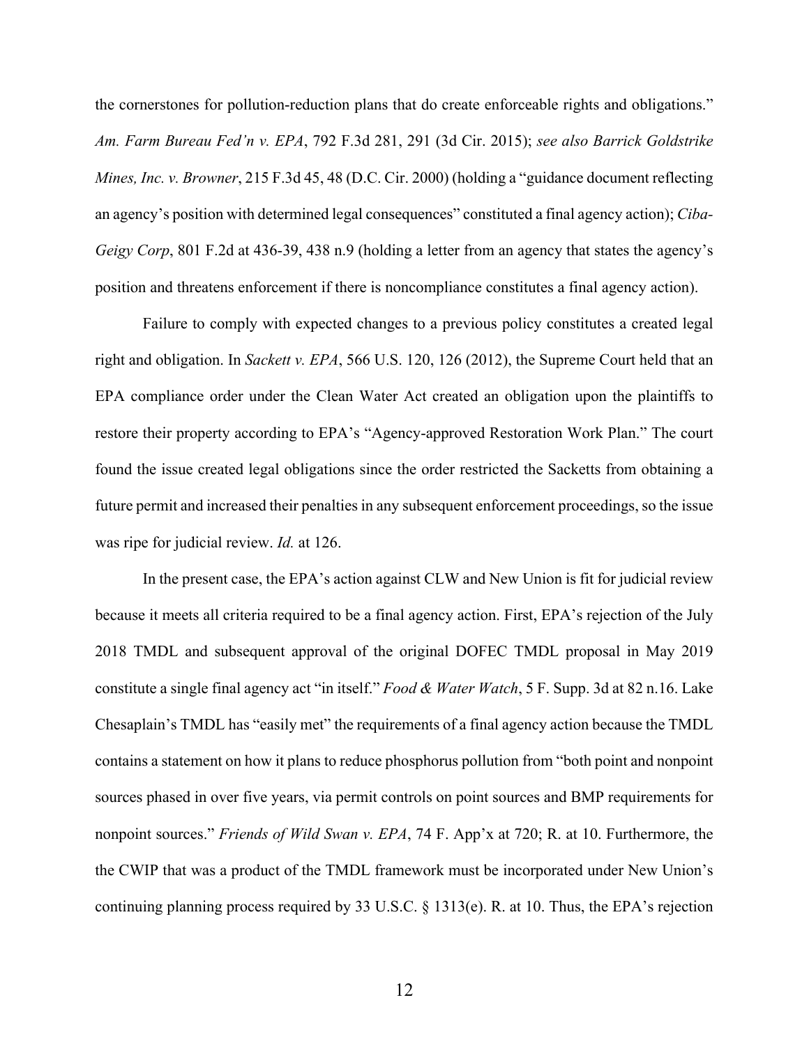the cornerstones for pollution-reduction plans that do create enforceable rights and obligations." *Am. Farm Bureau Fed'n v. EPA*, 792 F.3d 281, 291 (3d Cir. 2015); *see also Barrick Goldstrike Mines, Inc. v. Browner*, 215 F.3d 45, 48 (D.C. Cir. 2000) (holding a "guidance document reflecting an agency's position with determined legal consequences" constituted a final agency action); *Ciba-Geigy Corp*, 801 F.2d at 436-39, 438 n.9 (holding a letter from an agency that states the agency's position and threatens enforcement if there is noncompliance constitutes a final agency action).

Failure to comply with expected changes to a previous policy constitutes a created legal right and obligation. In *Sackett v. EPA*, 566 U.S. 120, 126 (2012), the Supreme Court held that an EPA compliance order under the Clean Water Act created an obligation upon the plaintiffs to restore their property according to EPA's "Agency-approved Restoration Work Plan." The court found the issue created legal obligations since the order restricted the Sacketts from obtaining a future permit and increased their penalties in any subsequent enforcement proceedings, so the issue was ripe for judicial review. *Id.* at 126.

In the present case, the EPA's action against CLW and New Union is fit for judicial review because it meets all criteria required to be a final agency action. First, EPA's rejection of the July 2018 TMDL and subsequent approval of the original DOFEC TMDL proposal in May 2019 constitute a single final agency act "in itself." *Food & Water Watch*, 5 F. Supp. 3d at 82 n.16. Lake Chesaplain's TMDL has "easily met" the requirements of a final agency action because the TMDL contains a statement on how it plans to reduce phosphorus pollution from "both point and nonpoint sources phased in over five years, via permit controls on point sources and BMP requirements for nonpoint sources." *Friends of Wild Swan v. EPA*, 74 F. App'x at 720; R. at 10. Furthermore, the the CWIP that was a product of the TMDL framework must be incorporated under New Union's continuing planning process required by 33 U.S.C. § 1313(e). R. at 10. Thus, the EPA's rejection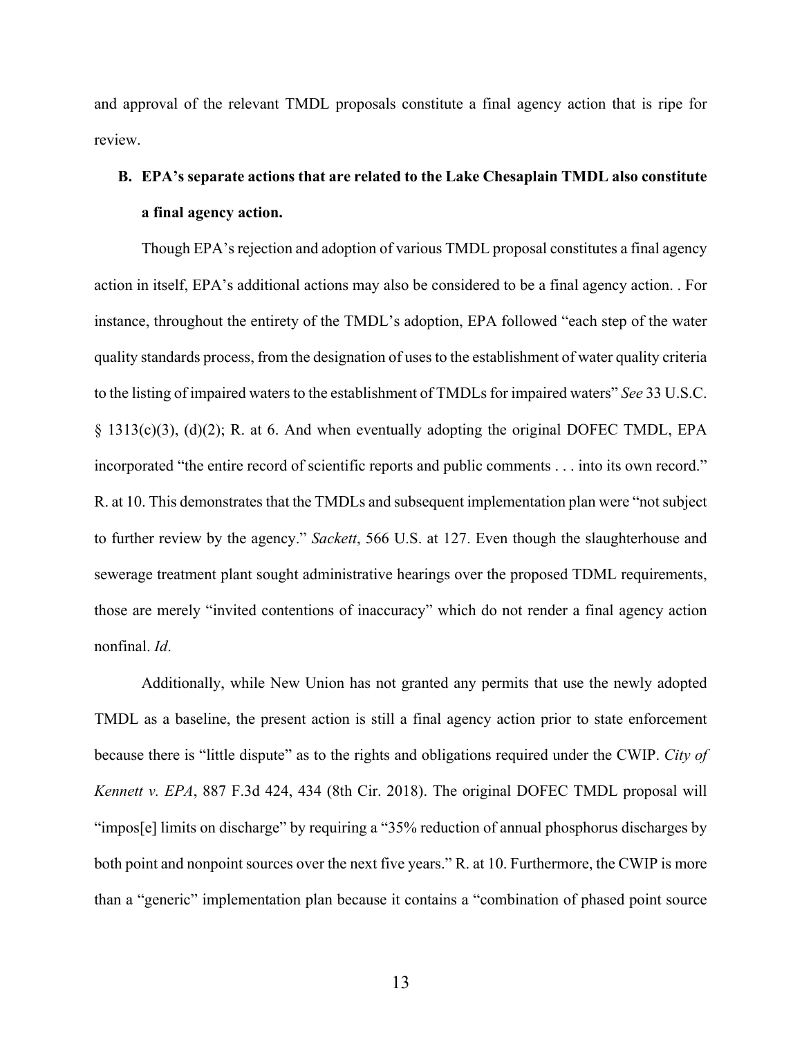and approval of the relevant TMDL proposals constitute a final agency action that is ripe for review.

**B. EPA's separate actions that are related to the Lake Chesaplain TMDL also constitute a final agency action.**

Though EPA's rejection and adoption of various TMDL proposal constitutes a final agency action in itself, EPA's additional actions may also be considered to be a final agency action. . For instance, throughout the entirety of the TMDL's adoption, EPA followed "each step of the water quality standards process, from the designation of uses to the establishment of water quality criteria to the listing of impaired waters to the establishment of TMDLs for impaired waters" *See* 33 U.S.C. § 1313(c)(3), (d)(2); R. at 6. And when eventually adopting the original DOFEC TMDL, EPA incorporated "the entire record of scientific reports and public comments . . . into its own record." R. at 10. This demonstrates that the TMDLs and subsequent implementation plan were "not subject to further review by the agency." *Sackett*, 566 U.S. at 127. Even though the slaughterhouse and sewerage treatment plant sought administrative hearings over the proposed TDML requirements, those are merely "invited contentions of inaccuracy" which do not render a final agency action nonfinal. *Id*.

Additionally, while New Union has not granted any permits that use the newly adopted TMDL as a baseline, the present action is still a final agency action prior to state enforcement because there is "little dispute" as to the rights and obligations required under the CWIP. *City of Kennett v. EPA*, 887 F.3d 424, 434 (8th Cir. 2018). The original DOFEC TMDL proposal will "impos[e] limits on discharge" by requiring a "35% reduction of annual phosphorus discharges by both point and nonpoint sources over the next five years." R. at 10. Furthermore, the CWIP is more than a "generic" implementation plan because it contains a "combination of phased point source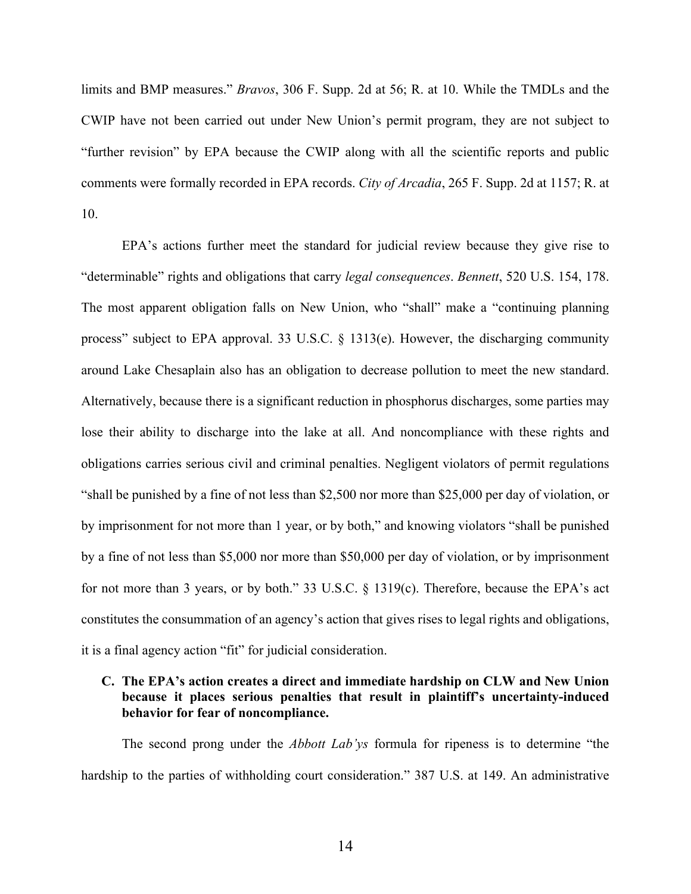limits and BMP measures." *Bravos*, 306 F. Supp. 2d at 56; R. at 10. While the TMDLs and the CWIP have not been carried out under New Union's permit program, they are not subject to "further revision" by EPA because the CWIP along with all the scientific reports and public comments were formally recorded in EPA records. *City of Arcadia*, 265 F. Supp. 2d at 1157; R. at 10.

EPA's actions further meet the standard for judicial review because they give rise to "determinable" rights and obligations that carry *legal consequences*. *Bennett*, 520 U.S. 154, 178. The most apparent obligation falls on New Union, who "shall" make a "continuing planning process" subject to EPA approval. 33 U.S.C. § 1313(e). However, the discharging community around Lake Chesaplain also has an obligation to decrease pollution to meet the new standard. Alternatively, because there is a significant reduction in phosphorus discharges, some parties may lose their ability to discharge into the lake at all. And noncompliance with these rights and obligations carries serious civil and criminal penalties. Negligent violators of permit regulations "shall be punished by a fine of not less than $2,500 nor more than $25,000 per day of violation, or by imprisonment for not more than 1 year, or by both," and knowing violators "shall be punished by a fine of not less than $5,000 nor more than $50,000 per day of violation, or by imprisonment for not more than 3 years, or by both." 33 U.S.C. § 1319(c). Therefore, because the EPA's act constitutes the consummation of an agency's action that gives rises to legal rights and obligations, it is a final agency action "fit" for judicial consideration.

### C. The EPA's action creates a direct and immediate hardship on CLW and New Union because it places serious penalties that result in plaintiff's uncertainty-induced behavior for fear of noncompliance.

The second prong under the *Abbott Lab'ys* formula for ripeness is to determine "the hardship to the parties of withholding court consideration." 387 U.S. at 149. An administrative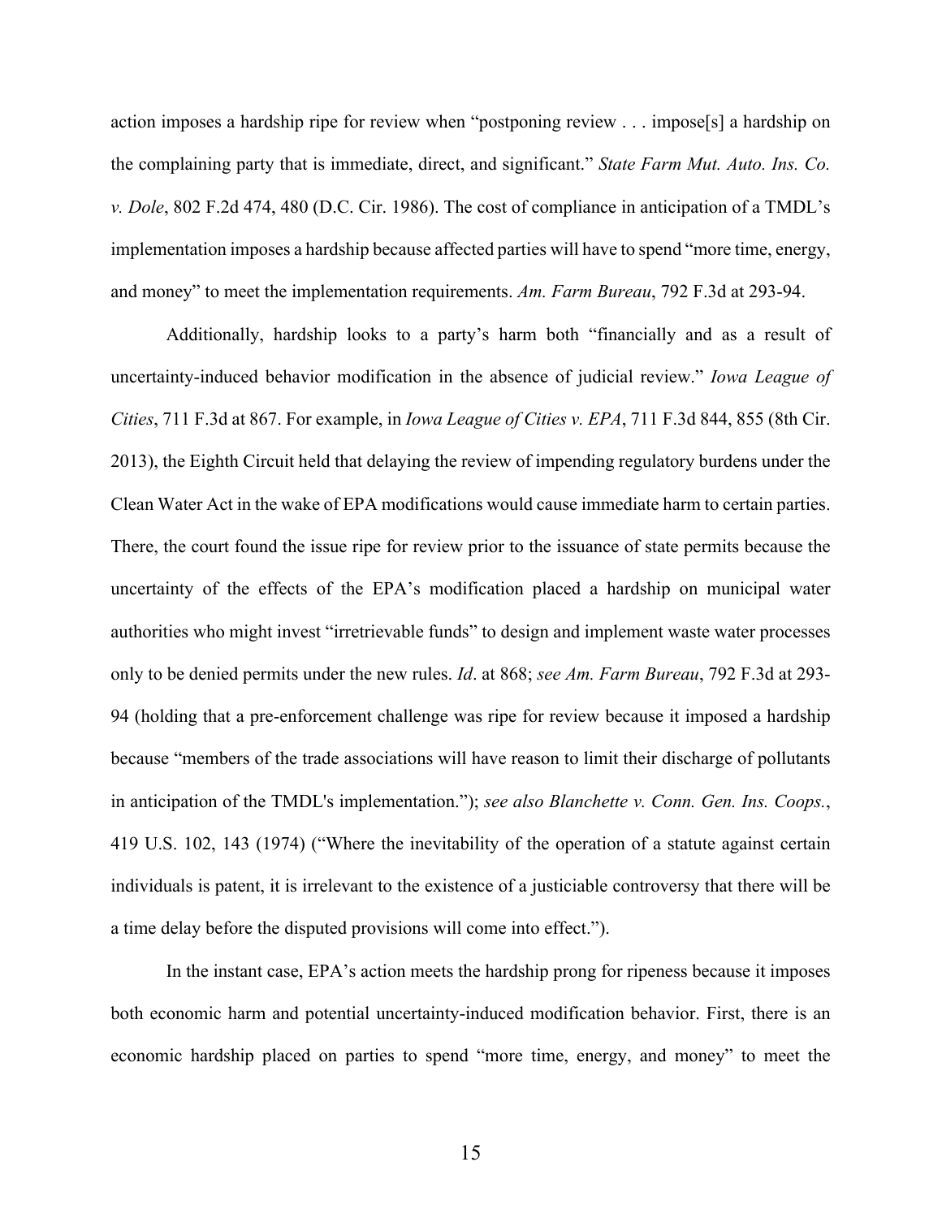action imposes a hardship ripe for review when "postponing review . . . impose[s] a hardship on the complaining party that is immediate, direct, and significant." *State Farm Mut. Auto. Ins. Co. v. Dole*, 802 F.2d 474, 480 (D.C. Cir. 1986). The cost of compliance in anticipation of a TMDL's implementation imposes a hardship because affected parties will have to spend "more time, energy, and money" to meet the implementation requirements. *Am. Farm Bureau*, 792 F.3d at 293-94.

Additionally, hardship looks to a party's harm both "financially and as a result of uncertainty-induced behavior modification in the absence of judicial review." *Iowa League of Cities*, 711 F.3d at 867. For example, in *Iowa League of Cities v. EPA*, 711 F.3d 844, 855 (8th Cir. 2013), the Eighth Circuit held that delaying the review of impending regulatory burdens under the Clean Water Act in the wake of EPA modifications would cause immediate harm to certain parties. There, the court found the issue ripe for review prior to the issuance of state permits because the uncertainty of the effects of the EPA's modification placed a hardship on municipal water authorities who might invest "irretrievable funds" to design and implement waste water processes only to be denied permits under the new rules. *Id*. at 868; *see Am. Farm Bureau*, 792 F.3d at 293-94 (holding that a pre-enforcement challenge was ripe for review because it imposed a hardship because "members of the trade associations will have reason to limit their discharge of pollutants in anticipation of the TMDL's implementation."); *see also Blanchette v. Conn. Gen. Ins. Coops.*, 419 U.S. 102, 143 (1974) ("Where the inevitability of the operation of a statute against certain individuals is patent, it is irrelevant to the existence of a justiciable controversy that there will be a time delay before the disputed provisions will come into effect.").

In the instant case, EPA's action meets the hardship prong for ripeness because it imposes both economic harm and potential uncertainty-induced modification behavior. First, there is an economic hardship placed on parties to spend "more time, energy, and money" to meet the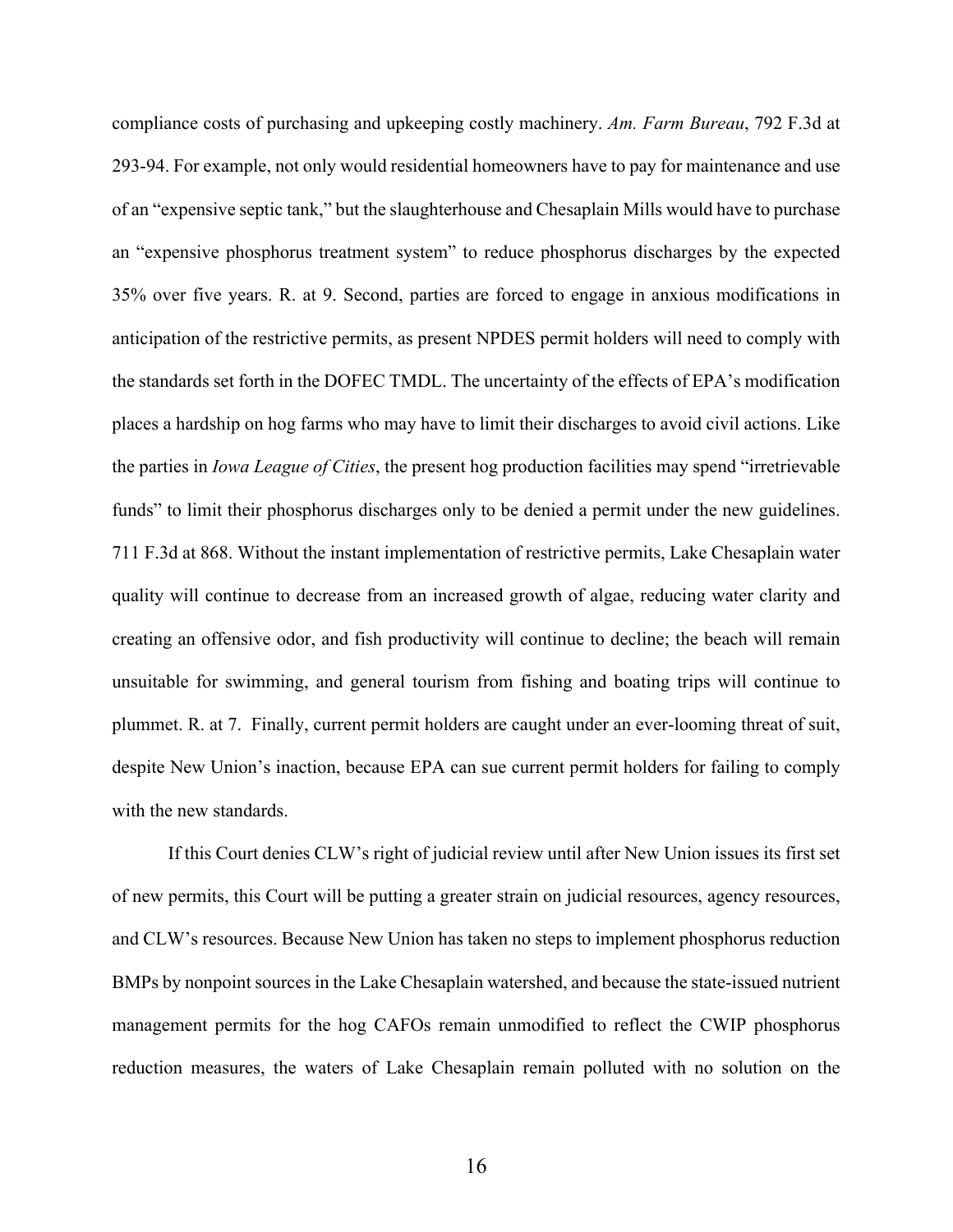compliance costs of purchasing and upkeeping costly machinery. *Am. Farm Bureau*, 792 F.3d at 293-94. For example, not only would residential homeowners have to pay for maintenance and use of an "expensive septic tank," but the slaughterhouse and Chesaplain Mills would have to purchase an "expensive phosphorus treatment system" to reduce phosphorus discharges by the expected 35% over five years. R. at 9. Second, parties are forced to engage in anxious modifications in anticipation of the restrictive permits, as present NPDES permit holders will need to comply with the standards set forth in the DOFEC TMDL. The uncertainty of the effects of EPA's modification places a hardship on hog farms who may have to limit their discharges to avoid civil actions. Like the parties in *Iowa League of Cities*, the present hog production facilities may spend "irretrievable funds" to limit their phosphorus discharges only to be denied a permit under the new guidelines. 711 F.3d at 868. Without the instant implementation of restrictive permits, Lake Chesaplain water quality will continue to decrease from an increased growth of algae, reducing water clarity and creating an offensive odor, and fish productivity will continue to decline; the beach will remain unsuitable for swimming, and general tourism from fishing and boating trips will continue to plummet. R. at 7. Finally, current permit holders are caught under an ever-looming threat of suit, despite New Union's inaction, because EPA can sue current permit holders for failing to comply with the new standards.

If this Court denies CLW's right of judicial review until after New Union issues its first set of new permits, this Court will be putting a greater strain on judicial resources, agency resources, and CLW's resources. Because New Union has taken no steps to implement phosphorus reduction BMPs by nonpoint sources in the Lake Chesaplain watershed, and because the state-issued nutrient management permits for the hog CAFOs remain unmodified to reflect the CWIP phosphorus reduction measures, the waters of Lake Chesaplain remain polluted with no solution on the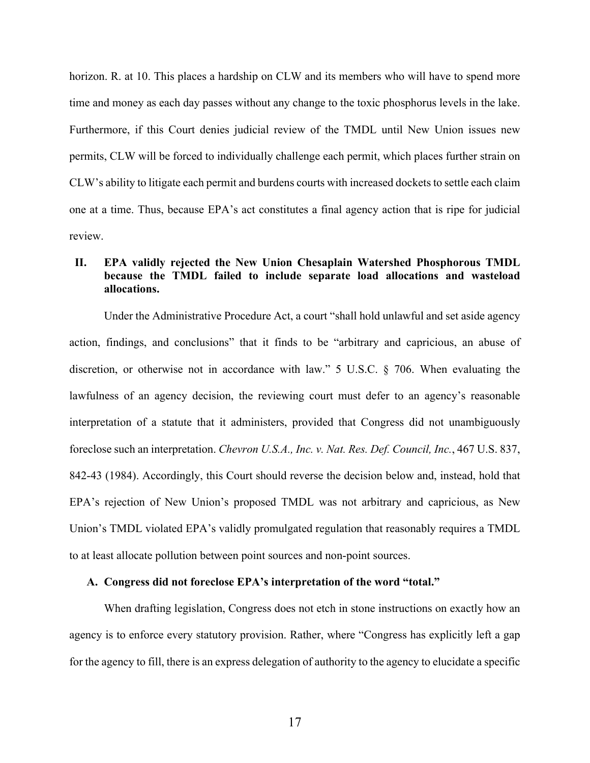horizon. R. at 10. This places a hardship on CLW and its members who will have to spend more time and money as each day passes without any change to the toxic phosphorus levels in the lake. Furthermore, if this Court denies judicial review of the TMDL until New Union issues new permits, CLW will be forced to individually challenge each permit, which places further strain on CLW's ability to litigate each permit and burdens courts with increased dockets to settle each claim one at a time. Thus, because EPA's act constitutes a final agency action that is ripe for judicial review.

## II. EPA validly rejected the New Union Chesaplain Watershed Phosphorous TMDL because the TMDL failed to include separate load allocations and wasteload allocations.

Under the Administrative Procedure Act, a court "shall hold unlawful and set aside agency action, findings, and conclusions" that it finds to be "arbitrary and capricious, an abuse of discretion, or otherwise not in accordance with law." 5 U.S.C. § 706. When evaluating the lawfulness of an agency decision, the reviewing court must defer to an agency's reasonable interpretation of a statute that it administers, provided that Congress did not unambiguously foreclose such an interpretation. *Chevron U.S.A., Inc. v. Nat. Res. Def. Council, Inc.*, 467 U.S. 837, 842-43 (1984). Accordingly, this Court should reverse the decision below and, instead, hold that EPA's rejection of New Union's proposed TMDL was not arbitrary and capricious, as New Union's TMDL violated EPA's validly promulgated regulation that reasonably requires a TMDL to at least allocate pollution between point sources and non-point sources.

### A. Congress did not foreclose EPA's interpretation of the word "total."

When drafting legislation, Congress does not etch in stone instructions on exactly how an agency is to enforce every statutory provision. Rather, where "Congress has explicitly left a gap for the agency to fill, there is an express delegation of authority to the agency to elucidate a specific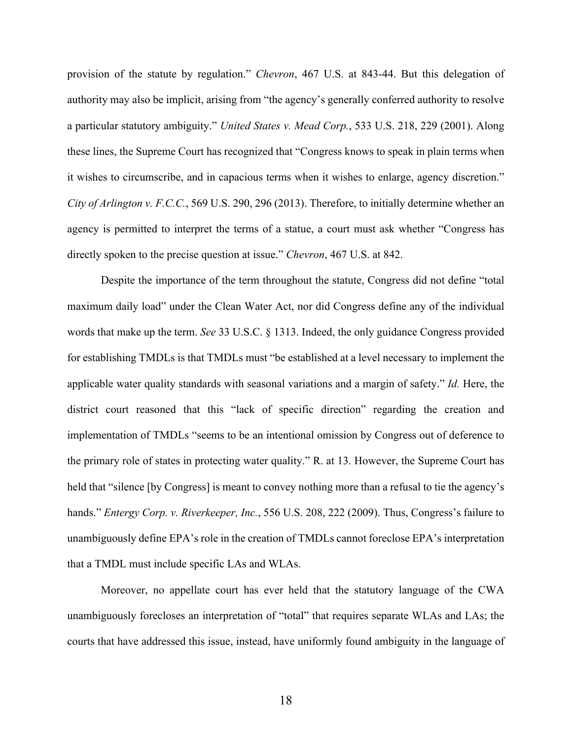provision of the statute by regulation." *Chevron*, 467 U.S. at 843-44. But this delegation of authority may also be implicit, arising from "the agency's generally conferred authority to resolve a particular statutory ambiguity." *United States v. Mead Corp.*, 533 U.S. 218, 229 (2001). Along these lines, the Supreme Court has recognized that "Congress knows to speak in plain terms when it wishes to circumscribe, and in capacious terms when it wishes to enlarge, agency discretion." *City of Arlington v. F.C.C.*, 569 U.S. 290, 296 (2013). Therefore, to initially determine whether an agency is permitted to interpret the terms of a statue, a court must ask whether "Congress has directly spoken to the precise question at issue." *Chevron*, 467 U.S. at 842.

Despite the importance of the term throughout the statute, Congress did not define "total maximum daily load" under the Clean Water Act, nor did Congress define any of the individual words that make up the term. *See* 33 U.S.C. § 1313. Indeed, the only guidance Congress provided for establishing TMDLs is that TMDLs must "be established at a level necessary to implement the applicable water quality standards with seasonal variations and a margin of safety." *Id.* Here, the district court reasoned that this "lack of specific direction" regarding the creation and implementation of TMDLs "seems to be an intentional omission by Congress out of deference to the primary role of states in protecting water quality." R. at 13. However, the Supreme Court has held that "silence [by Congress] is meant to convey nothing more than a refusal to tie the agency's hands." *Entergy Corp. v. Riverkeeper, Inc.*, 556 U.S. 208, 222 (2009). Thus, Congress's failure to unambiguously define EPA's role in the creation of TMDLs cannot foreclose EPA's interpretation that a TMDL must include specific LAs and WLAs.

Moreover, no appellate court has ever held that the statutory language of the CWA unambiguously forecloses an interpretation of "total" that requires separate WLAs and LAs; the courts that have addressed this issue, instead, have uniformly found ambiguity in the language of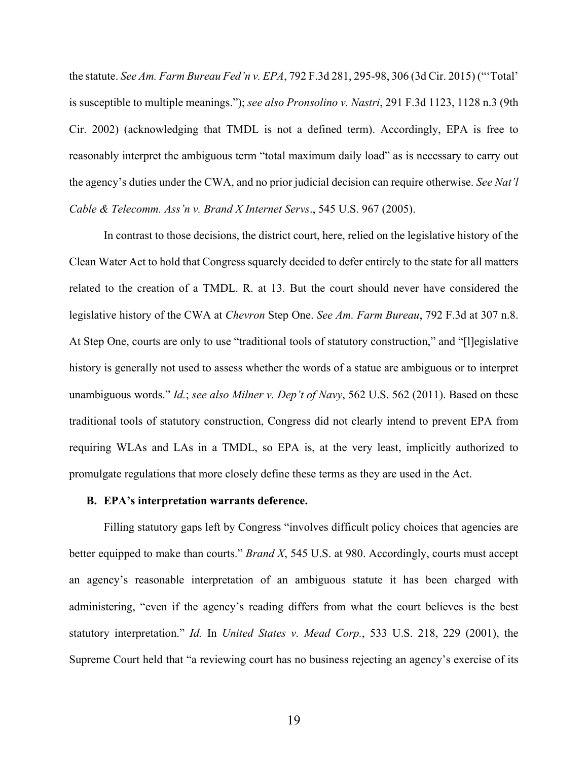the statute. *See Am. Farm Bureau Fed'n v. EPA*, 792 F.3d 281, 295-98, 306 (3d Cir. 2015) ("'Total' is susceptible to multiple meanings."); *see also Pronsolino v. Nastri*, 291 F.3d 1123, 1128 n.3 (9th Cir. 2002) (acknowledging that TMDL is not a defined term). Accordingly, EPA is free to reasonably interpret the ambiguous term "total maximum daily load" as is necessary to carry out the agency's duties under the CWA, and no prior judicial decision can require otherwise. *See Nat'l Cable & Telecomm. Ass'n v. Brand X Internet Servs*., 545 U.S. 967 (2005).

In contrast to those decisions, the district court, here, relied on the legislative history of the Clean Water Act to hold that Congress squarely decided to defer entirely to the state for all matters related to the creation of a TMDL. R. at 13. But the court should never have considered the legislative history of the CWA at *Chevron* Step One. *See Am. Farm Bureau*, 792 F.3d at 307 n.8. At Step One, courts are only to use "traditional tools of statutory construction," and "[l]egislative history is generally not used to assess whether the words of a statue are ambiguous or to interpret unambiguous words." *Id.*; *see also Milner v. Dep't of Navy*, 562 U.S. 562 (2011). Based on these traditional tools of statutory construction, Congress did not clearly intend to prevent EPA from requiring WLAs and LAs in a TMDL, so EPA is, at the very least, implicitly authorized to promulgate regulations that more closely define these terms as they are used in the Act.

### B. EPA's interpretation warrants deference.

Filling statutory gaps left by Congress "involves difficult policy choices that agencies are better equipped to make than courts." *Brand X*, 545 U.S. at 980. Accordingly, courts must accept an agency's reasonable interpretation of an ambiguous statute it has been charged with administering, "even if the agency's reading differs from what the court believes is the best statutory interpretation." *Id.* In *United States v. Mead Corp.*, 533 U.S. 218, 229 (2001), the Supreme Court held that "a reviewing court has no business rejecting an agency's exercise of its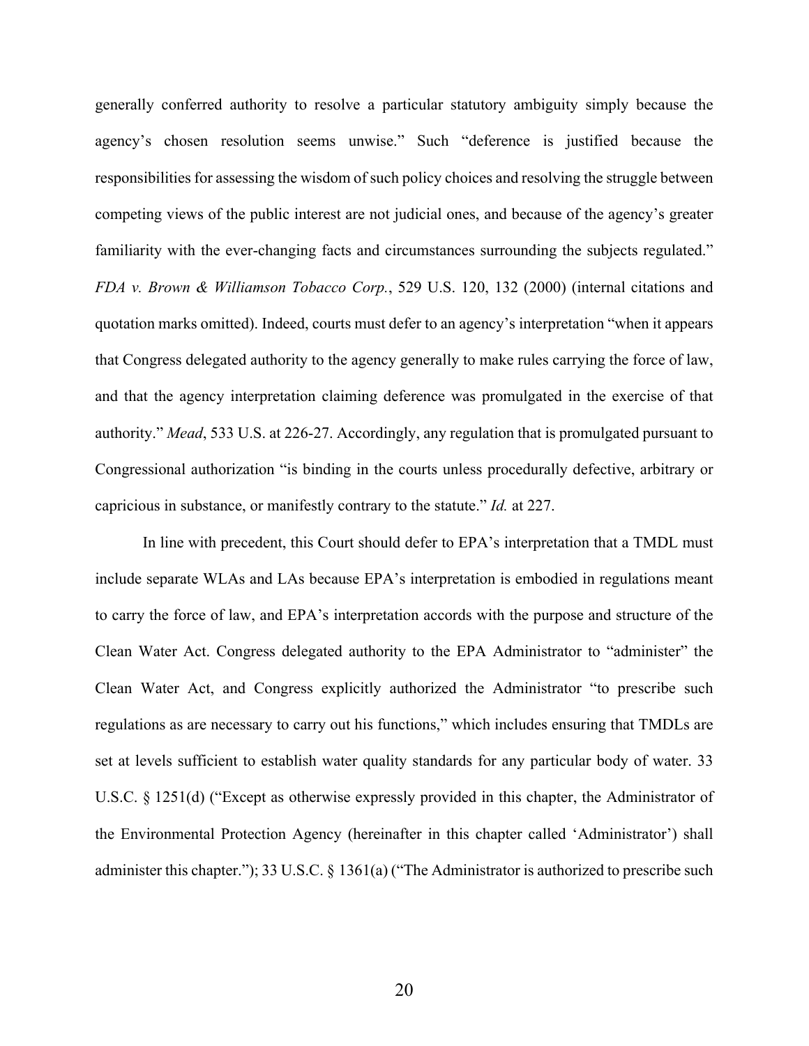generally conferred authority to resolve a particular statutory ambiguity simply because the agency's chosen resolution seems unwise." Such "deference is justified because the responsibilities for assessing the wisdom of such policy choices and resolving the struggle between competing views of the public interest are not judicial ones, and because of the agency's greater familiarity with the ever-changing facts and circumstances surrounding the subjects regulated." *FDA v. Brown & Williamson Tobacco Corp.*, 529 U.S. 120, 132 (2000) (internal citations and quotation marks omitted). Indeed, courts must defer to an agency's interpretation "when it appears that Congress delegated authority to the agency generally to make rules carrying the force of law, and that the agency interpretation claiming deference was promulgated in the exercise of that authority." *Mead*, 533 U.S. at 226-27. Accordingly, any regulation that is promulgated pursuant to Congressional authorization "is binding in the courts unless procedurally defective, arbitrary or capricious in substance, or manifestly contrary to the statute." *Id.* at 227.

In line with precedent, this Court should defer to EPA's interpretation that a TMDL must include separate WLAs and LAs because EPA's interpretation is embodied in regulations meant to carry the force of law, and EPA's interpretation accords with the purpose and structure of the Clean Water Act. Congress delegated authority to the EPA Administrator to "administer" the Clean Water Act, and Congress explicitly authorized the Administrator "to prescribe such regulations as are necessary to carry out his functions," which includes ensuring that TMDLs are set at levels sufficient to establish water quality standards for any particular body of water. 33 U.S.C. § 1251(d) ("Except as otherwise expressly provided in this chapter, the Administrator of the Environmental Protection Agency (hereinafter in this chapter called 'Administrator') shall administer this chapter."); 33 U.S.C. § 1361(a) ("The Administrator is authorized to prescribe such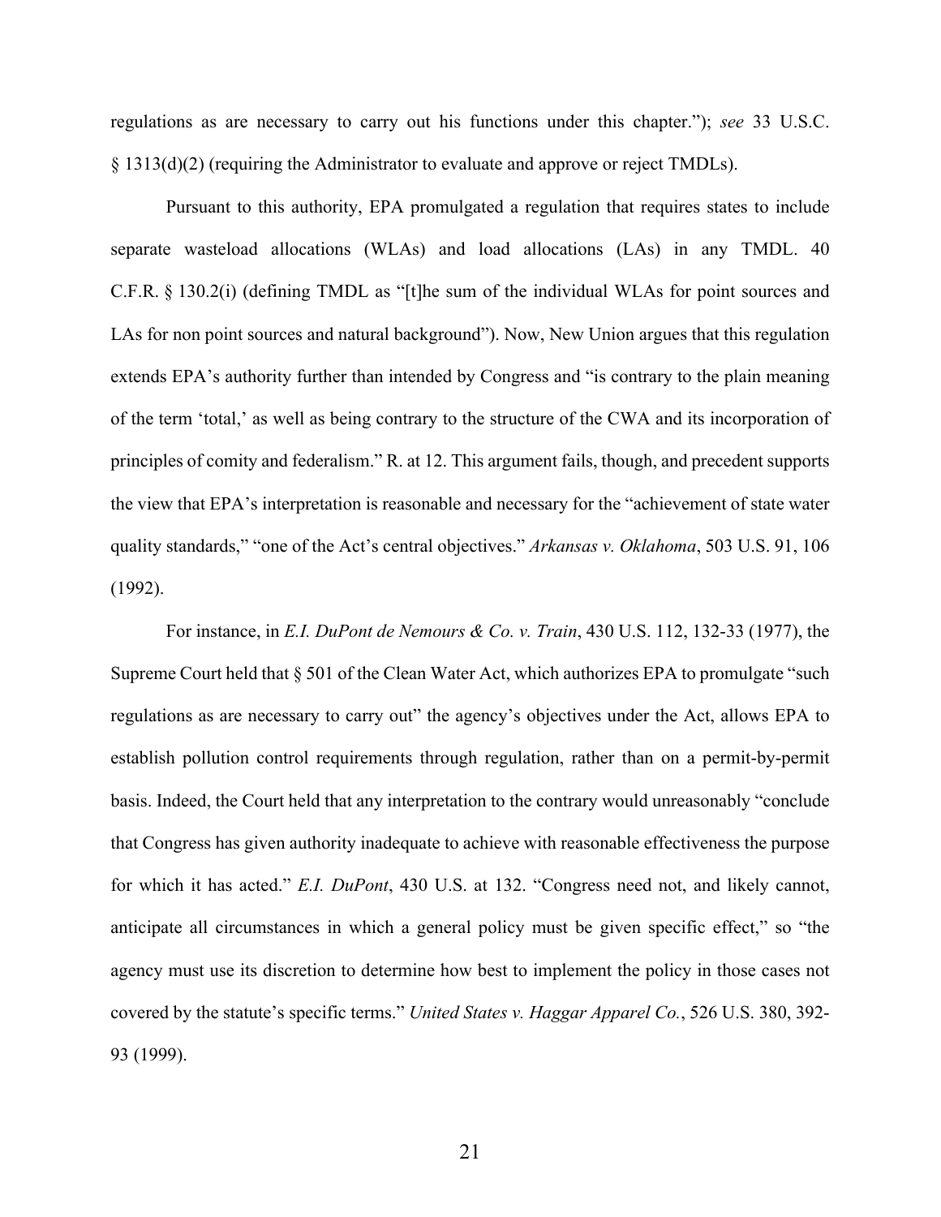regulations as are necessary to carry out his functions under this chapter."); *see* 33 U.S.C. § 1313(d)(2) (requiring the Administrator to evaluate and approve or reject TMDLs).

Pursuant to this authority, EPA promulgated a regulation that requires states to include separate wasteload allocations (WLAs) and load allocations (LAs) in any TMDL. 40 C.F.R. § 130.2(i) (defining TMDL as "[t]he sum of the individual WLAs for point sources and LAs for non point sources and natural background"). Now, New Union argues that this regulation extends EPA's authority further than intended by Congress and "is contrary to the plain meaning of the term 'total,' as well as being contrary to the structure of the CWA and its incorporation of principles of comity and federalism." R. at 12. This argument fails, though, and precedent supports the view that EPA's interpretation is reasonable and necessary for the "achievement of state water quality standards," "one of the Act's central objectives." *Arkansas v. Oklahoma*, 503 U.S. 91, 106 (1992).

For instance, in *E.I. DuPont de Nemours & Co. v. Train*, 430 U.S. 112, 132-33 (1977), the Supreme Court held that § 501 of the Clean Water Act, which authorizes EPA to promulgate "such regulations as are necessary to carry out" the agency's objectives under the Act, allows EPA to establish pollution control requirements through regulation, rather than on a permit-by-permit basis. Indeed, the Court held that any interpretation to the contrary would unreasonably "conclude that Congress has given authority inadequate to achieve with reasonable effectiveness the purpose for which it has acted." *E.I. DuPont*, 430 U.S. at 132. "Congress need not, and likely cannot, anticipate all circumstances in which a general policy must be given specific effect," so "the agency must use its discretion to determine how best to implement the policy in those cases not covered by the statute's specific terms." *United States v. Haggar Apparel Co.*, 526 U.S. 380, 392-93 (1999).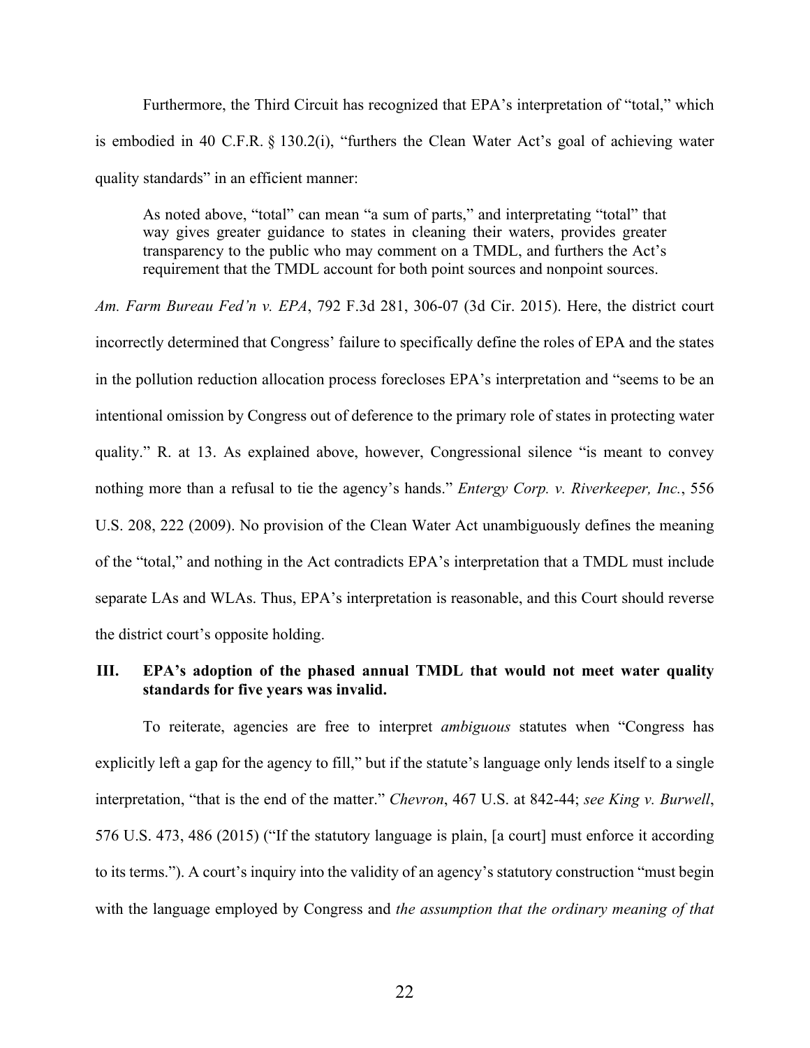Furthermore, the Third Circuit has recognized that EPA's interpretation of "total," which is embodied in 40 C.F.R. § 130.2(i), "furthers the Clean Water Act's goal of achieving water quality standards" in an efficient manner:

> As noted above, "total" can mean "a sum of parts," and interpretating "total" that way gives greater guidance to states in cleaning their waters, provides greater transparency to the public who may comment on a TMDL, and furthers the Act's requirement that the TMDL account for both point sources and nonpoint sources.

*Am. Farm Bureau Fed'n v. EPA*, 792 F.3d 281, 306-07 (3d Cir. 2015). Here, the district court incorrectly determined that Congress' failure to specifically define the roles of EPA and the states in the pollution reduction allocation process forecloses EPA's interpretation and "seems to be an intentional omission by Congress out of deference to the primary role of states in protecting water quality." R. at 13. As explained above, however, Congressional silence "is meant to convey nothing more than a refusal to tie the agency's hands." *Entergy Corp. v. Riverkeeper, Inc.*, 556 U.S. 208, 222 (2009). No provision of the Clean Water Act unambiguously defines the meaning of the "total," and nothing in the Act contradicts EPA's interpretation that a TMDL must include separate LAs and WLAs. Thus, EPA's interpretation is reasonable, and this Court should reverse the district court's opposite holding.

## III. EPA's adoption of the phased annual TMDL that would not meet water quality standards for five years was invalid.

To reiterate, agencies are free to interpret *ambiguous* statutes when "Congress has explicitly left a gap for the agency to fill," but if the statute's language only lends itself to a single interpretation, "that is the end of the matter." *Chevron*, 467 U.S. at 842-44; *see King v. Burwell*, 576 U.S. 473, 486 (2015) ("If the statutory language is plain, [a court] must enforce it according to its terms."). A court's inquiry into the validity of an agency's statutory construction "must begin with the language employed by Congress and *the assumption that the ordinary meaning of that*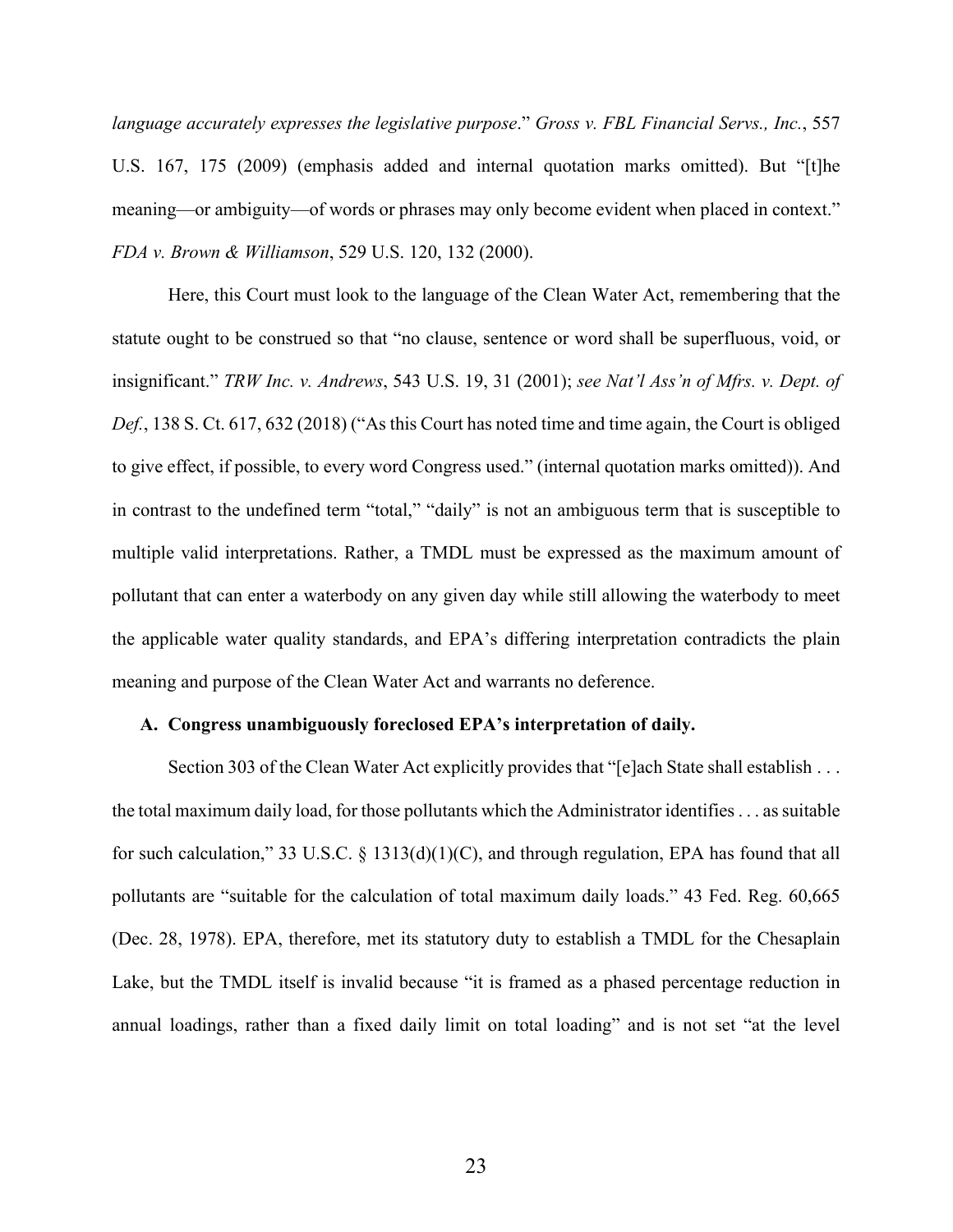*language accurately expresses the legislative purpose*." *Gross v. FBL Financial Servs., Inc.*, 557 U.S. 167, 175 (2009) (emphasis added and internal quotation marks omitted). But "[t]he meaning—or ambiguity—of words or phrases may only become evident when placed in context." *FDA v. Brown & Williamson*, 529 U.S. 120, 132 (2000).

Here, this Court must look to the language of the Clean Water Act, remembering that the statute ought to be construed so that "no clause, sentence or word shall be superfluous, void, or insignificant." *TRW Inc. v. Andrews*, 543 U.S. 19, 31 (2001); *see Nat'l Ass'n of Mfrs. v. Dept. of Def.*, 138 S. Ct. 617, 632 (2018) ("As this Court has noted time and time again, the Court is obliged to give effect, if possible, to every word Congress used." (internal quotation marks omitted)). And in contrast to the undefined term "total," "daily" is not an ambiguous term that is susceptible to multiple valid interpretations. Rather, a TMDL must be expressed as the maximum amount of pollutant that can enter a waterbody on any given day while still allowing the waterbody to meet the applicable water quality standards, and EPA's differing interpretation contradicts the plain meaning and purpose of the Clean Water Act and warrants no deference.

### A. Congress unambiguously foreclosed EPA's interpretation of daily.

Section 303 of the Clean Water Act explicitly provides that "[e]ach State shall establish . . . the total maximum daily load, for those pollutants which the Administrator identifies . . . as suitable for such calculation," 33 U.S.C. § 1313(d)(1)(C), and through regulation, EPA has found that all pollutants are "suitable for the calculation of total maximum daily loads." 43 Fed. Reg. 60,665 (Dec. 28, 1978). EPA, therefore, met its statutory duty to establish a TMDL for the Chesaplain Lake, but the TMDL itself is invalid because "it is framed as a phased percentage reduction in annual loadings, rather than a fixed daily limit on total loading" and is not set "at the level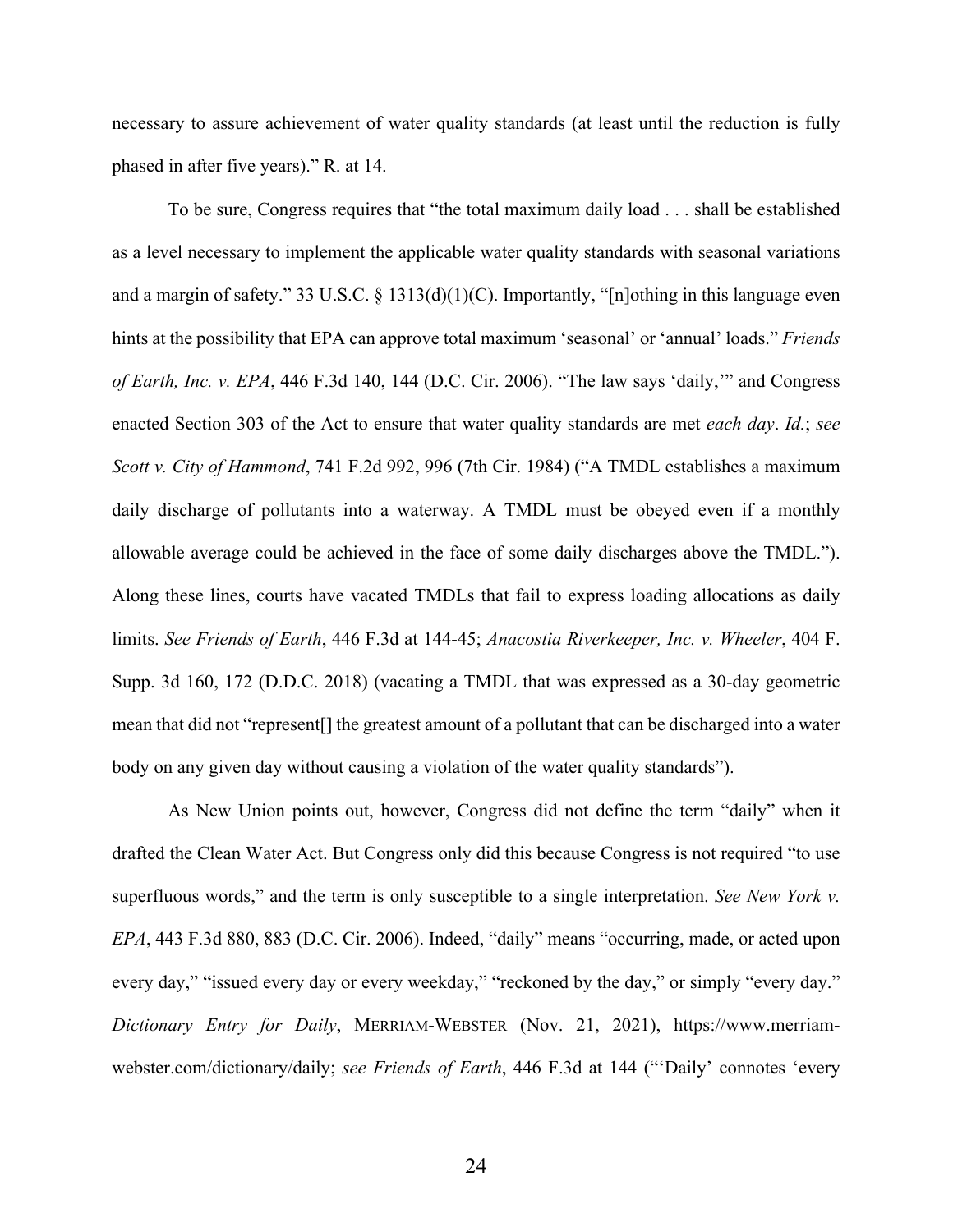necessary to assure achievement of water quality standards (at least until the reduction is fully phased in after five years)." R. at 14.

To be sure, Congress requires that "the total maximum daily load . . . shall be established as a level necessary to implement the applicable water quality standards with seasonal variations and a margin of safety." 33 U.S.C. § 1313(d)(1)(C). Importantly, "[n]othing in this language even hints at the possibility that EPA can approve total maximum 'seasonal' or 'annual' loads." *Friends of Earth, Inc. v. EPA*, 446 F.3d 140, 144 (D.C. Cir. 2006). "The law says 'daily,'" and Congress enacted Section 303 of the Act to ensure that water quality standards are met *each day*. *Id.*; *see Scott v. City of Hammond*, 741 F.2d 992, 996 (7th Cir. 1984) ("A TMDL establishes a maximum daily discharge of pollutants into a waterway. A TMDL must be obeyed even if a monthly allowable average could be achieved in the face of some daily discharges above the TMDL."). Along these lines, courts have vacated TMDLs that fail to express loading allocations as daily limits. *See Friends of Earth*, 446 F.3d at 144-45; *Anacostia Riverkeeper, Inc. v. Wheeler*, 404 F. Supp. 3d 160, 172 (D.D.C. 2018) (vacating a TMDL that was expressed as a 30-day geometric mean that did not "represent[] the greatest amount of a pollutant that can be discharged into a water body on any given day without causing a violation of the water quality standards").

As New Union points out, however, Congress did not define the term "daily" when it drafted the Clean Water Act. But Congress only did this because Congress is not required "to use superfluous words," and the term is only susceptible to a single interpretation. *See New York v. EPA*, 443 F.3d 880, 883 (D.C. Cir. 2006). Indeed, "daily" means "occurring, made, or acted upon every day," "issued every day or every weekday," "reckoned by the day," or simply "every day." *Dictionary Entry for Daily*, MERRIAM-WEBSTER (Nov. 21, 2021), https://www.merriam-webster.com/dictionary/daily; *see Friends of Earth*, 446 F.3d at 144 ("'Daily' connotes 'every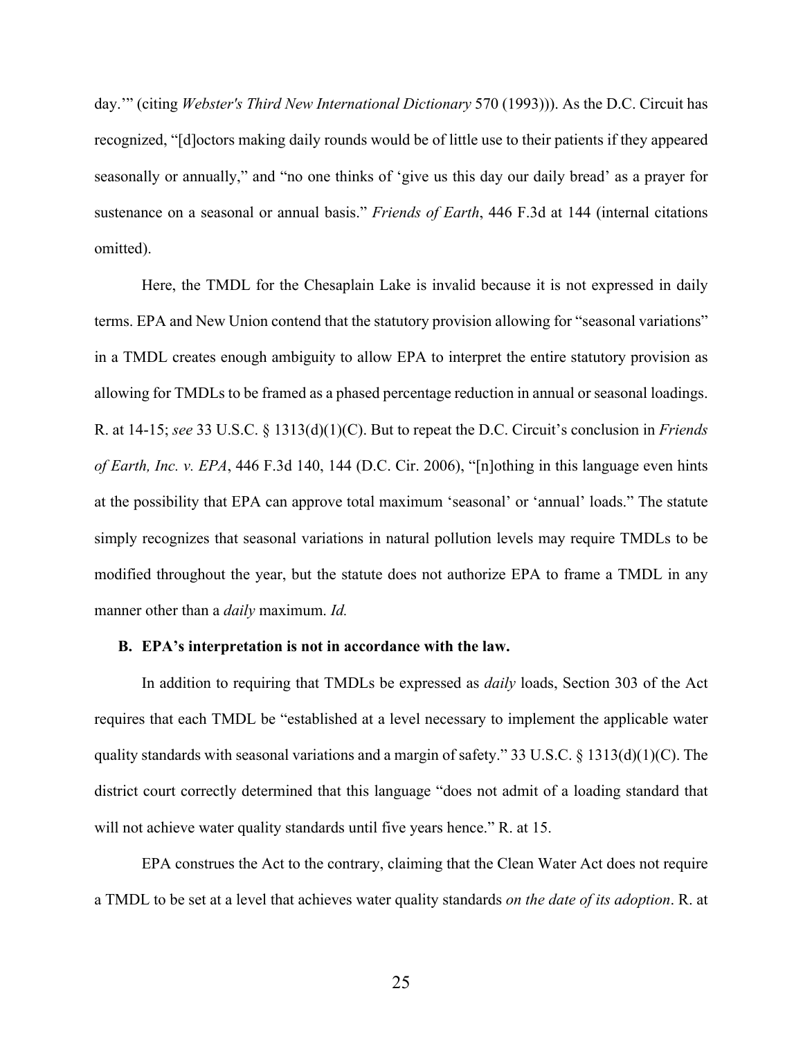day.'" (citing *Webster's Third New International Dictionary* 570 (1993))). As the D.C. Circuit has recognized, "[d]octors making daily rounds would be of little use to their patients if they appeared seasonally or annually," and "no one thinks of 'give us this day our daily bread' as a prayer for sustenance on a seasonal or annual basis." *Friends of Earth*, 446 F.3d at 144 (internal citations omitted).

Here, the TMDL for the Chesaplain Lake is invalid because it is not expressed in daily terms. EPA and New Union contend that the statutory provision allowing for "seasonal variations" in a TMDL creates enough ambiguity to allow EPA to interpret the entire statutory provision as allowing for TMDLs to be framed as a phased percentage reduction in annual or seasonal loadings. R. at 14-15; *see* 33 U.S.C. § 1313(d)(1)(C). But to repeat the D.C. Circuit's conclusion in *Friends of Earth, Inc. v. EPA*, 446 F.3d 140, 144 (D.C. Cir. 2006), "[n]othing in this language even hints at the possibility that EPA can approve total maximum 'seasonal' or 'annual' loads." The statute simply recognizes that seasonal variations in natural pollution levels may require TMDLs to be modified throughout the year, but the statute does not authorize EPA to frame a TMDL in any manner other than a *daily* maximum. *Id.*

**B. EPA's interpretation is not in accordance with the law.**

In addition to requiring that TMDLs be expressed as *daily* loads, Section 303 of the Act requires that each TMDL be "established at a level necessary to implement the applicable water quality standards with seasonal variations and a margin of safety." 33 U.S.C. § 1313(d)(1)(C). The district court correctly determined that this language "does not admit of a loading standard that will not achieve water quality standards until five years hence." R. at 15.

EPA construes the Act to the contrary, claiming that the Clean Water Act does not require a TMDL to be set at a level that achieves water quality standards *on the date of its adoption*. R. at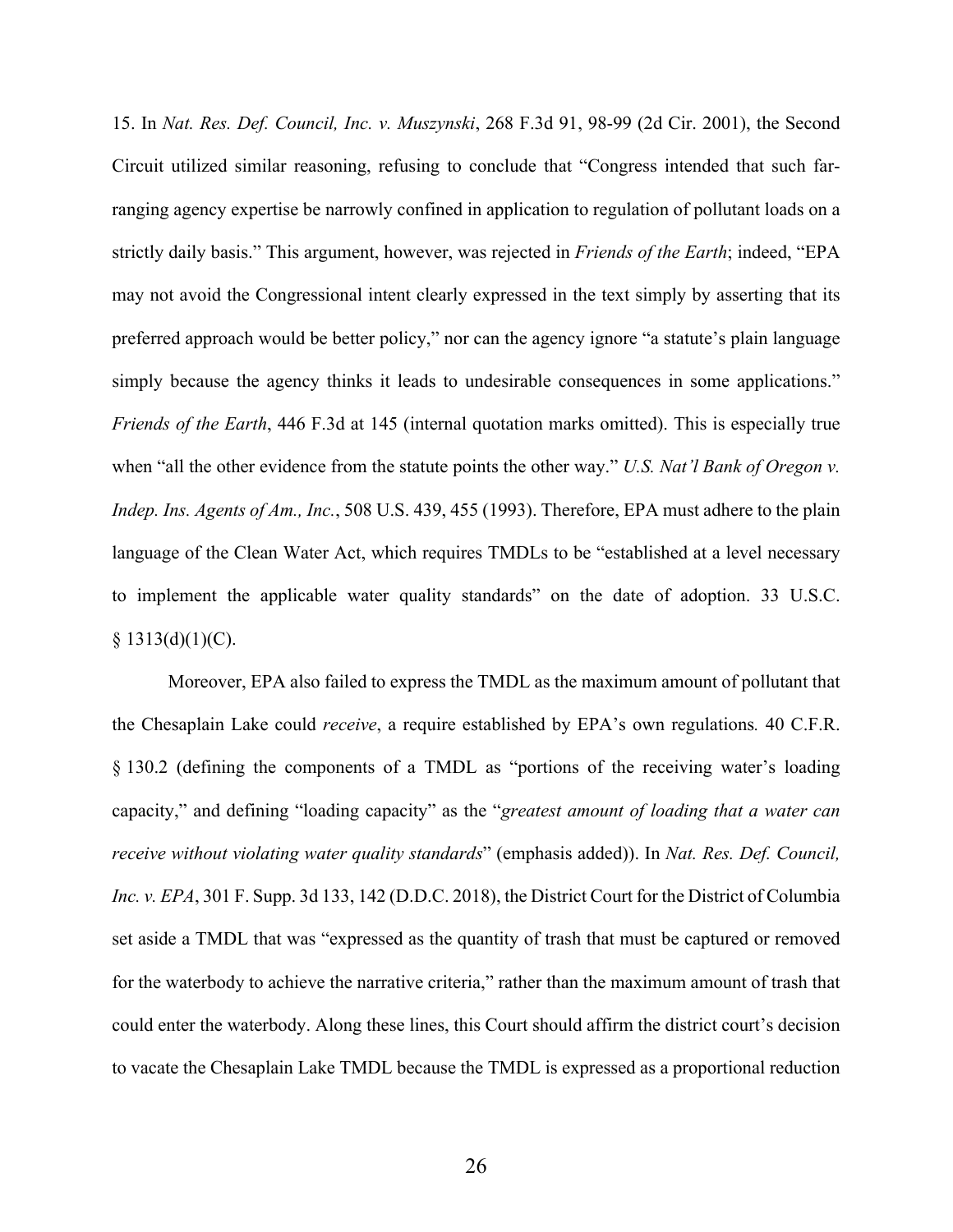15. In *Nat. Res. Def. Council, Inc. v. Muszynski*, 268 F.3d 91, 98-99 (2d Cir. 2001), the Second Circuit utilized similar reasoning, refusing to conclude that "Congress intended that such far-ranging agency expertise be narrowly confined in application to regulation of pollutant loads on a strictly daily basis." This argument, however, was rejected in *Friends of the Earth*; indeed, "EPA may not avoid the Congressional intent clearly expressed in the text simply by asserting that its preferred approach would be better policy," nor can the agency ignore "a statute's plain language simply because the agency thinks it leads to undesirable consequences in some applications." *Friends of the Earth*, 446 F.3d at 145 (internal quotation marks omitted). This is especially true when "all the other evidence from the statute points the other way." *U.S. Nat'l Bank of Oregon v. Indep. Ins. Agents of Am., Inc.*, 508 U.S. 439, 455 (1993). Therefore, EPA must adhere to the plain language of the Clean Water Act, which requires TMDLs to be "established at a level necessary to implement the applicable water quality standards" on the date of adoption. 33 U.S.C. § 1313(d)(1)(C).

Moreover, EPA also failed to express the TMDL as the maximum amount of pollutant that the Chesaplain Lake could *receive*, a require established by EPA's own regulations*.* 40 C.F.R. § 130.2 (defining the components of a TMDL as "portions of the receiving water's loading capacity," and defining "loading capacity" as the "*greatest amount of loading that a water can receive without violating water quality standards*" (emphasis added)). In *Nat. Res. Def. Council, Inc. v. EPA*, 301 F. Supp. 3d 133, 142 (D.D.C. 2018), the District Court for the District of Columbia set aside a TMDL that was "expressed as the quantity of trash that must be captured or removed for the waterbody to achieve the narrative criteria," rather than the maximum amount of trash that could enter the waterbody. Along these lines, this Court should affirm the district court's decision to vacate the Chesaplain Lake TMDL because the TMDL is expressed as a proportional reduction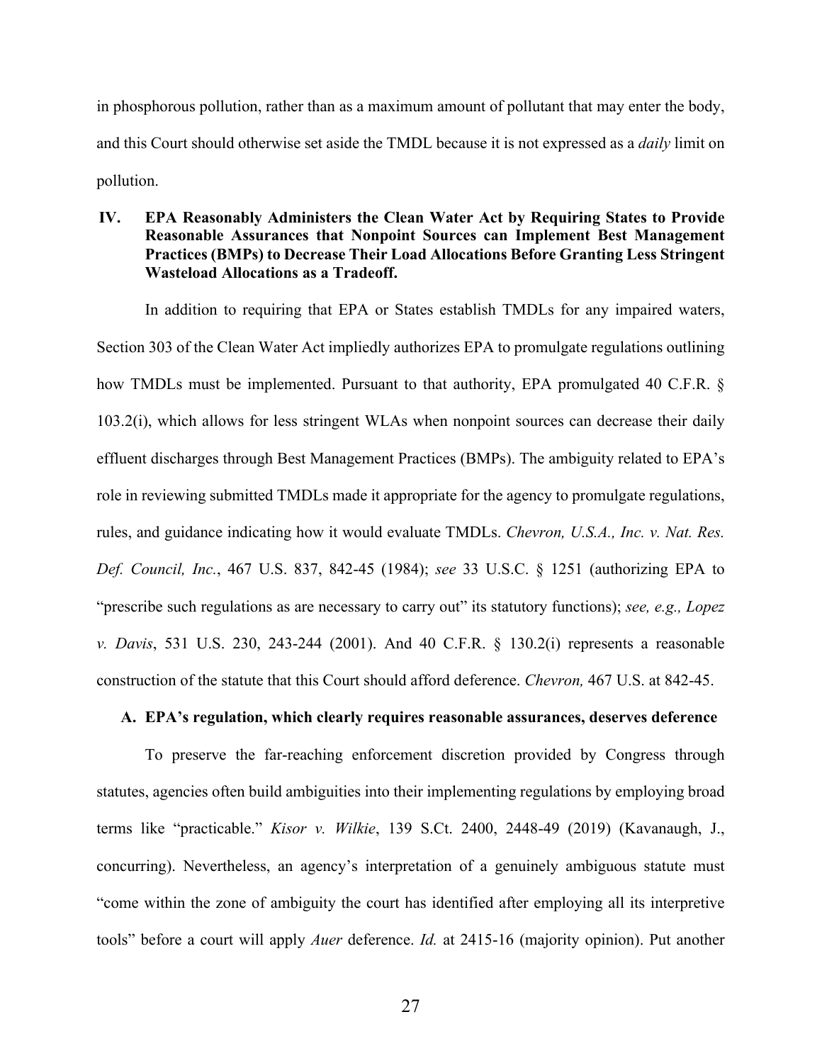in phosphorous pollution, rather than as a maximum amount of pollutant that may enter the body, and this Court should otherwise set aside the TMDL because it is not expressed as a *daily* limit on pollution.

## IV. EPA Reasonably Administers the Clean Water Act by Requiring States to Provide Reasonable Assurances that Nonpoint Sources can Implement Best Management Practices (BMPs) to Decrease Their Load Allocations Before Granting Less Stringent Wasteload Allocations as a Tradeoff.

In addition to requiring that EPA or States establish TMDLs for any impaired waters, Section 303 of the Clean Water Act impliedly authorizes EPA to promulgate regulations outlining how TMDLs must be implemented. Pursuant to that authority, EPA promulgated 40 C.F.R. § 103.2(i), which allows for less stringent WLAs when nonpoint sources can decrease their daily effluent discharges through Best Management Practices (BMPs). The ambiguity related to EPA's role in reviewing submitted TMDLs made it appropriate for the agency to promulgate regulations, rules, and guidance indicating how it would evaluate TMDLs. *Chevron, U.S.A., Inc. v. Nat. Res. Def. Council, Inc.*, 467 U.S. 837, 842-45 (1984); *see* 33 U.S.C. § 1251 (authorizing EPA to "prescribe such regulations as are necessary to carry out" its statutory functions); *see, e.g., Lopez v. Davis*, 531 U.S. 230, 243-244 (2001). And 40 C.F.R. § 130.2(i) represents a reasonable construction of the statute that this Court should afford deference. *Chevron,* 467 U.S. at 842-45.

### A. EPA's regulation, which clearly requires reasonable assurances, deserves deference

To preserve the far-reaching enforcement discretion provided by Congress through statutes, agencies often build ambiguities into their implementing regulations by employing broad terms like "practicable." *Kisor v. Wilkie*, 139 S.Ct. 2400, 2448-49 (2019) (Kavanaugh, J., concurring). Nevertheless, an agency's interpretation of a genuinely ambiguous statute must "come within the zone of ambiguity the court has identified after employing all its interpretive tools" before a court will apply *Auer* deference. *Id.* at 2415-16 (majority opinion). Put another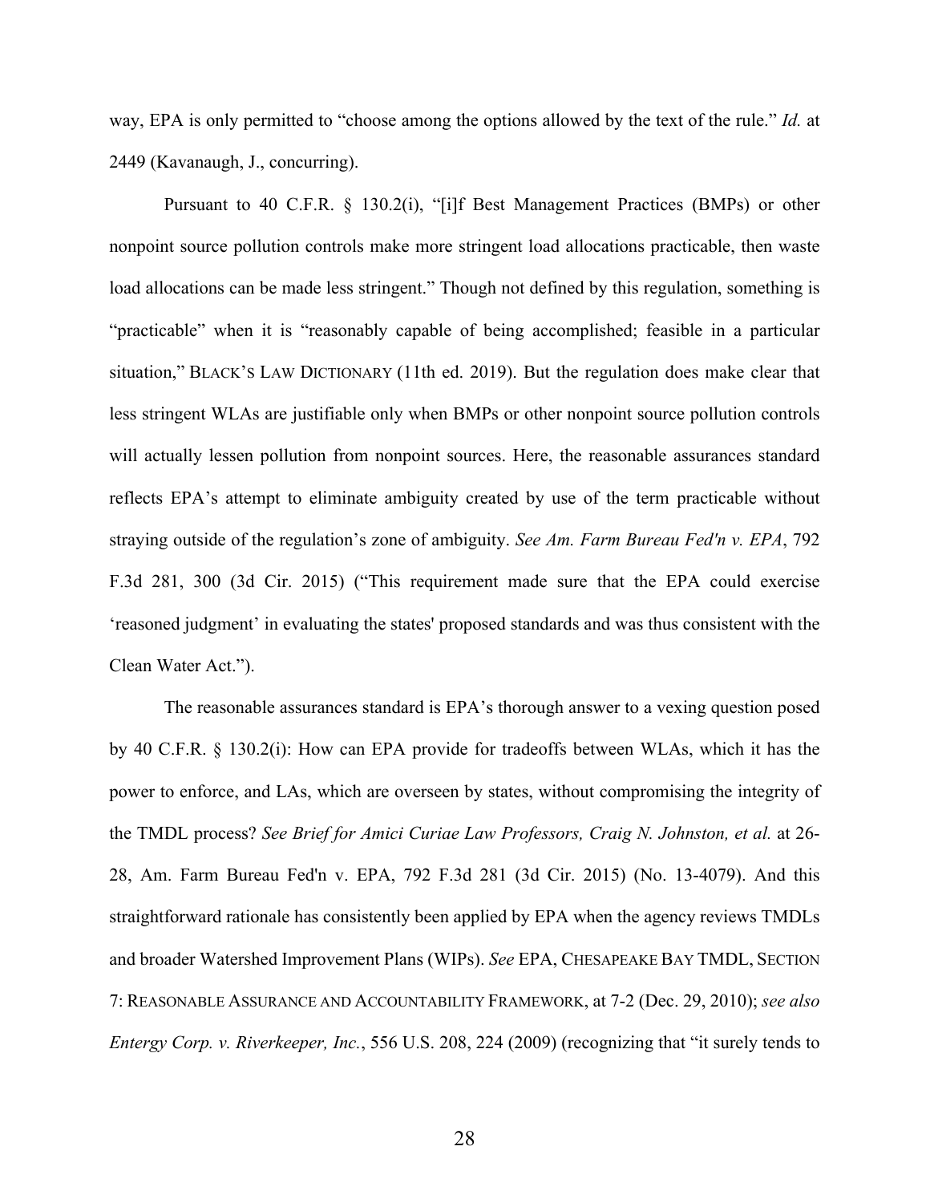way, EPA is only permitted to "choose among the options allowed by the text of the rule." *Id.* at 2449 (Kavanaugh, J., concurring).

Pursuant to 40 C.F.R. § 130.2(i), "[i]f Best Management Practices (BMPs) or other nonpoint source pollution controls make more stringent load allocations practicable, then waste load allocations can be made less stringent." Though not defined by this regulation, something is "practicable" when it is "reasonably capable of being accomplished; feasible in a particular situation," BLACK'S LAW DICTIONARY (11th ed. 2019). But the regulation does make clear that less stringent WLAs are justifiable only when BMPs or other nonpoint source pollution controls will actually lessen pollution from nonpoint sources. Here, the reasonable assurances standard reflects EPA's attempt to eliminate ambiguity created by use of the term practicable without straying outside of the regulation's zone of ambiguity. *See Am. Farm Bureau Fed'n v. EPA*, 792 F.3d 281, 300 (3d Cir. 2015) ("This requirement made sure that the EPA could exercise 'reasoned judgment' in evaluating the states' proposed standards and was thus consistent with the Clean Water Act.").

The reasonable assurances standard is EPA's thorough answer to a vexing question posed by 40 C.F.R. § 130.2(i): How can EPA provide for tradeoffs between WLAs, which it has the power to enforce, and LAs, which are overseen by states, without compromising the integrity of the TMDL process? *See Brief for Amici Curiae Law Professors, Craig N. Johnston, et al.* at 26-28, Am. Farm Bureau Fed'n v. EPA, 792 F.3d 281 (3d Cir. 2015) (No. 13-4079). And this straightforward rationale has consistently been applied by EPA when the agency reviews TMDLs and broader Watershed Improvement Plans (WIPs). *See* EPA, CHESAPEAKE BAY TMDL, SECTION 7: REASONABLE ASSURANCE AND ACCOUNTABILITY FRAMEWORK, at 7-2 (Dec. 29, 2010); *see also Entergy Corp. v. Riverkeeper, Inc.*, 556 U.S. 208, 224 (2009) (recognizing that "it surely tends to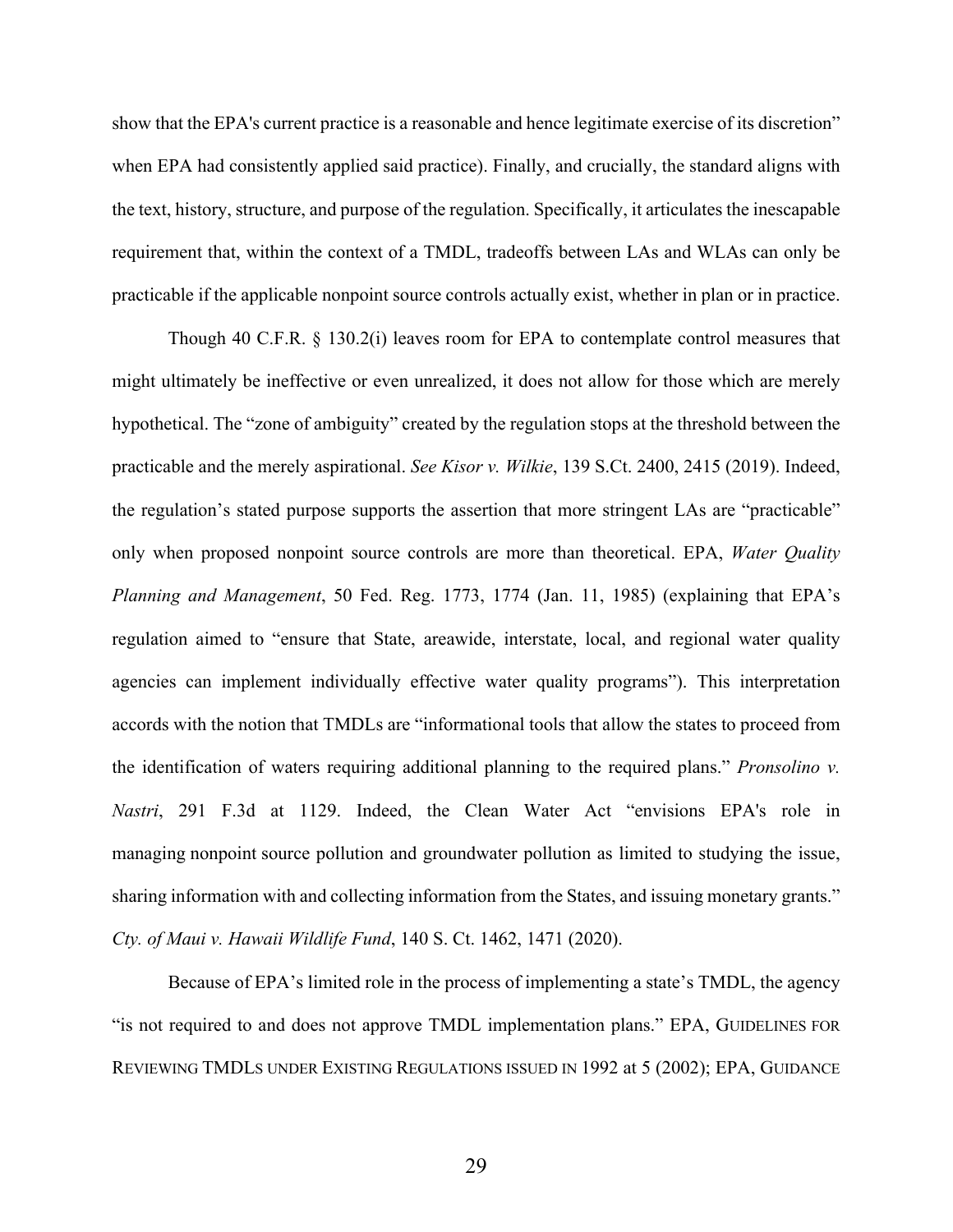show that the EPA's current practice is a reasonable and hence legitimate exercise of its discretion" when EPA had consistently applied said practice). Finally, and crucially, the standard aligns with the text, history, structure, and purpose of the regulation. Specifically, it articulates the inescapable requirement that, within the context of a TMDL, tradeoffs between LAs and WLAs can only be practicable if the applicable nonpoint source controls actually exist, whether in plan or in practice.

Though 40 C.F.R. § 130.2(i) leaves room for EPA to contemplate control measures that might ultimately be ineffective or even unrealized, it does not allow for those which are merely hypothetical. The "zone of ambiguity" created by the regulation stops at the threshold between the practicable and the merely aspirational. *See Kisor v. Wilkie*, 139 S.Ct. 2400, 2415 (2019). Indeed, the regulation's stated purpose supports the assertion that more stringent LAs are "practicable" only when proposed nonpoint source controls are more than theoretical. EPA, *Water Quality Planning and Management*, 50 Fed. Reg. 1773, 1774 (Jan. 11, 1985) (explaining that EPA's regulation aimed to "ensure that State, areawide, interstate, local, and regional water quality agencies can implement individually effective water quality programs"). This interpretation accords with the notion that TMDLs are "informational tools that allow the states to proceed from the identification of waters requiring additional planning to the required plans." *Pronsolino v. Nastri*, 291 F.3d at 1129. Indeed, the Clean Water Act "envisions EPA's role in managing nonpoint source pollution and groundwater pollution as limited to studying the issue, sharing information with and collecting information from the States, and issuing monetary grants." *Cty. of Maui v. Hawaii Wildlife Fund*, 140 S. Ct. 1462, 1471 (2020).

Because of EPA's limited role in the process of implementing a state's TMDL, the agency "is not required to and does not approve TMDL implementation plans." EPA, GUIDELINES FOR REVIEWING TMDLS UNDER EXISTING REGULATIONS ISSUED IN 1992 at 5 (2002); EPA, GUIDANCE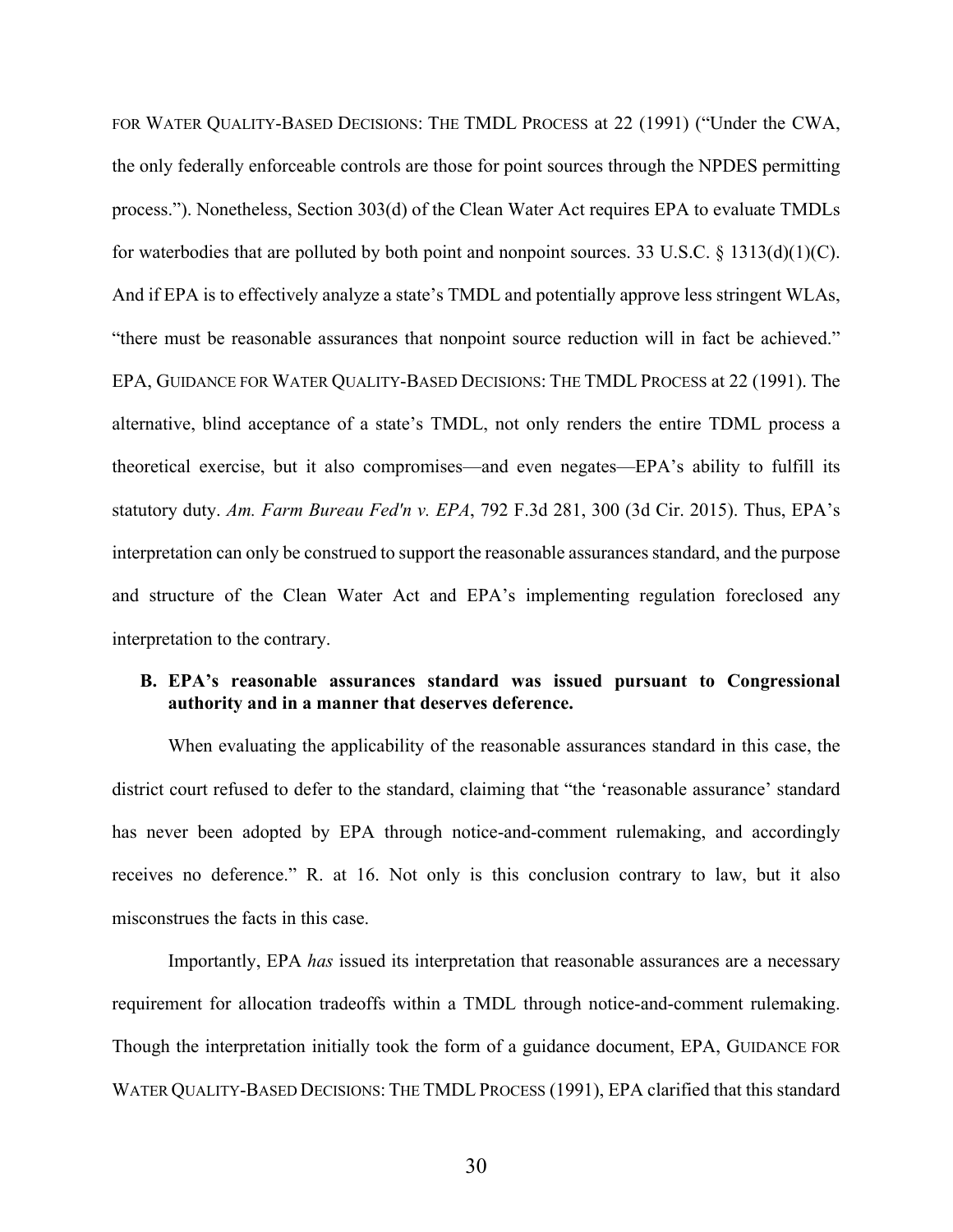FOR WATER QUALITY-BASED DECISIONS: THE TMDL PROCESS at 22 (1991) ("Under the CWA, the only federally enforceable controls are those for point sources through the NPDES permitting process."). Nonetheless, Section 303(d) of the Clean Water Act requires EPA to evaluate TMDLs for waterbodies that are polluted by both point and nonpoint sources. 33 U.S.C. § 1313(d)(1)(C). And if EPA is to effectively analyze a state's TMDL and potentially approve less stringent WLAs, "there must be reasonable assurances that nonpoint source reduction will in fact be achieved." EPA, GUIDANCE FOR WATER QUALITY-BASED DECISIONS: THE TMDL PROCESS at 22 (1991). The alternative, blind acceptance of a state's TMDL, not only renders the entire TDML process a theoretical exercise, but it also compromises—and even negates—EPA's ability to fulfill its statutory duty. *Am. Farm Bureau Fed'n v. EPA*, 792 F.3d 281, 300 (3d Cir. 2015). Thus, EPA's interpretation can only be construed to support the reasonable assurances standard, and the purpose and structure of the Clean Water Act and EPA's implementing regulation foreclosed any interpretation to the contrary.

**B. EPA's reasonable assurances standard was issued pursuant to Congressional authority and in a manner that deserves deference.**

When evaluating the applicability of the reasonable assurances standard in this case, the district court refused to defer to the standard, claiming that "the 'reasonable assurance' standard has never been adopted by EPA through notice-and-comment rulemaking, and accordingly receives no deference." R. at 16. Not only is this conclusion contrary to law, but it also misconstrues the facts in this case.

Importantly, EPA *has* issued its interpretation that reasonable assurances are a necessary requirement for allocation tradeoffs within a TMDL through notice-and-comment rulemaking. Though the interpretation initially took the form of a guidance document, EPA, GUIDANCE FOR WATER QUALITY-BASED DECISIONS: THE TMDL PROCESS (1991), EPA clarified that this standard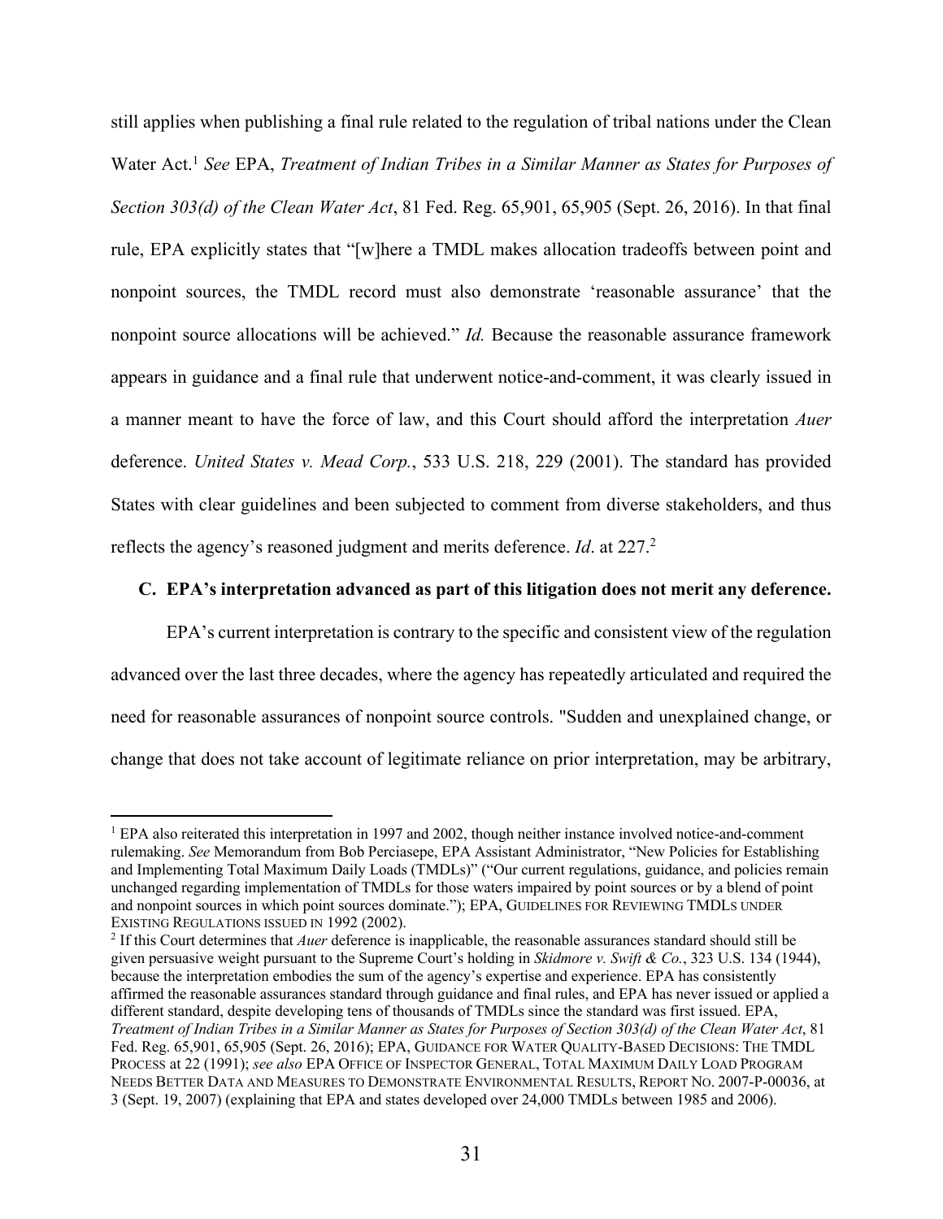still applies when publishing a final rule related to the regulation of tribal nations under the Clean Water Act.[1] *See* EPA, *Treatment of Indian Tribes in a Similar Manner as States for Purposes of Section 303(d) of the Clean Water Act*, 81 Fed. Reg. 65,901, 65,905 (Sept. 26, 2016). In that final rule, EPA explicitly states that "[w]here a TMDL makes allocation tradeoffs between point and nonpoint sources, the TMDL record must also demonstrate 'reasonable assurance' that the nonpoint source allocations will be achieved." *Id.* Because the reasonable assurance framework appears in guidance and a final rule that underwent notice-and-comment, it was clearly issued in a manner meant to have the force of law, and this Court should afford the interpretation *Auer* deference. *United States v. Mead Corp.*, 533 U.S. 218, 229 (2001). The standard has provided States with clear guidelines and been subjected to comment from diverse stakeholders, and thus reflects the agency's reasoned judgment and merits deference. *Id*. at 227.[2]

### C. EPA's interpretation advanced as part of this litigation does not merit any deference.

EPA's current interpretation is contrary to the specific and consistent view of the regulation advanced over the last three decades, where the agency has repeatedly articulated and required the need for reasonable assurances of nonpoint source controls. "Sudden and unexplained change, or change that does not take account of legitimate reliance on prior interpretation, may be arbitrary,

---

[1] EPA also reiterated this interpretation in 1997 and 2002, though neither instance involved notice-and-comment rulemaking. *See* Memorandum from Bob Perciasepe, EPA Assistant Administrator, "New Policies for Establishing and Implementing Total Maximum Daily Loads (TMDLs)" ("Our current regulations, guidance, and policies remain unchanged regarding implementation of TMDLs for those waters impaired by point sources or by a blend of point and nonpoint sources in which point sources dominate."); EPA, GUIDELINES FOR REVIEWING TMDLS UNDER EXISTING REGULATIONS ISSUED IN 1992 (2002).

[2] If this Court determines that *Auer* deference is inapplicable, the reasonable assurances standard should still be given persuasive weight pursuant to the Supreme Court's holding in *Skidmore v. Swift & Co.*, 323 U.S. 134 (1944), because the interpretation embodies the sum of the agency's expertise and experience. EPA has consistently affirmed the reasonable assurances standard through guidance and final rules, and EPA has never issued or applied a different standard, despite developing tens of thousands of TMDLs since the standard was first issued. EPA, *Treatment of Indian Tribes in a Similar Manner as States for Purposes of Section 303(d) of the Clean Water Act*, 81 Fed. Reg. 65,901, 65,905 (Sept. 26, 2016); EPA, GUIDANCE FOR WATER QUALITY-BASED DECISIONS: THE TMDL PROCESS at 22 (1991); *see also* EPA OFFICE OF INSPECTOR GENERAL, TOTAL MAXIMUM DAILY LOAD PROGRAM NEEDS BETTER DATA AND MEASURES TO DEMONSTRATE ENVIRONMENTAL RESULTS, REPORT NO. 2007-P-00036, at 3 (Sept. 19, 2007) (explaining that EPA and states developed over 24,000 TMDLs between 1985 and 2006).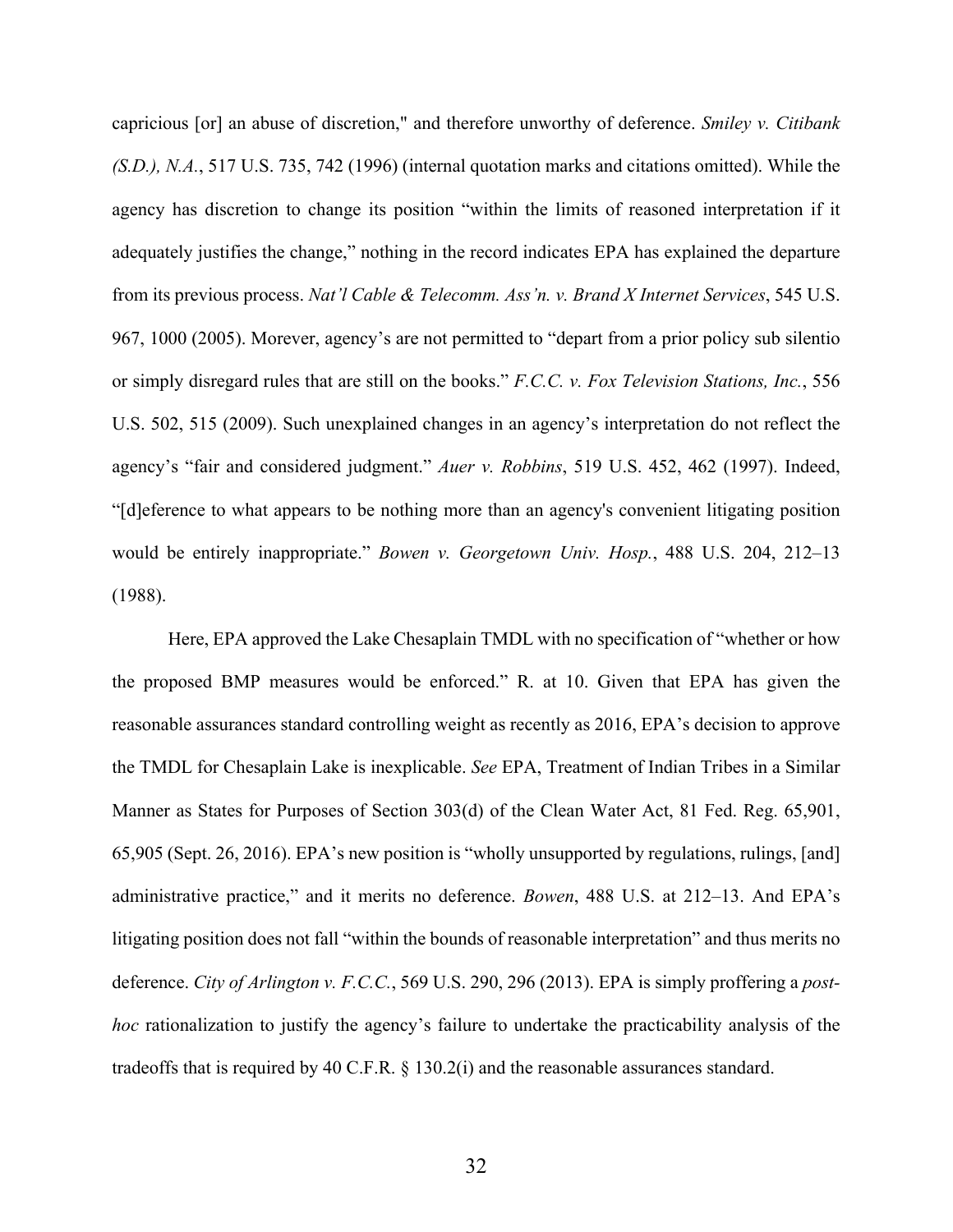capricious [or] an abuse of discretion," and therefore unworthy of deference. *Smiley v. Citibank (S.D.), N.A.*, 517 U.S. 735, 742 (1996) (internal quotation marks and citations omitted). While the agency has discretion to change its position "within the limits of reasoned interpretation if it adequately justifies the change," nothing in the record indicates EPA has explained the departure from its previous process. *Nat'l Cable & Telecomm. Ass'n. v. Brand X Internet Services*, 545 U.S. 967, 1000 (2005). Morever, agency's are not permitted to "depart from a prior policy sub silentio or simply disregard rules that are still on the books." *F.C.C. v. Fox Television Stations, Inc.*, 556 U.S. 502, 515 (2009). Such unexplained changes in an agency's interpretation do not reflect the agency's "fair and considered judgment." *Auer v. Robbins*, 519 U.S. 452, 462 (1997). Indeed, "[d]eference to what appears to be nothing more than an agency's convenient litigating position would be entirely inappropriate." *Bowen v. Georgetown Univ. Hosp.*, 488 U.S. 204, 212–13 (1988).

Here, EPA approved the Lake Chesaplain TMDL with no specification of "whether or how the proposed BMP measures would be enforced." R. at 10. Given that EPA has given the reasonable assurances standard controlling weight as recently as 2016, EPA's decision to approve the TMDL for Chesaplain Lake is inexplicable. *See* EPA, Treatment of Indian Tribes in a Similar Manner as States for Purposes of Section 303(d) of the Clean Water Act, 81 Fed. Reg. 65,901, 65,905 (Sept. 26, 2016). EPA's new position is "wholly unsupported by regulations, rulings, [and] administrative practice," and it merits no deference. *Bowen*, 488 U.S. at 212–13. And EPA's litigating position does not fall "within the bounds of reasonable interpretation" and thus merits no deference. *City of Arlington v. F.C.C.*, 569 U.S. 290, 296 (2013). EPA is simply proffering a *post-hoc* rationalization to justify the agency's failure to undertake the practicability analysis of the tradeoffs that is required by 40 C.F.R. § 130.2(i) and the reasonable assurances standard.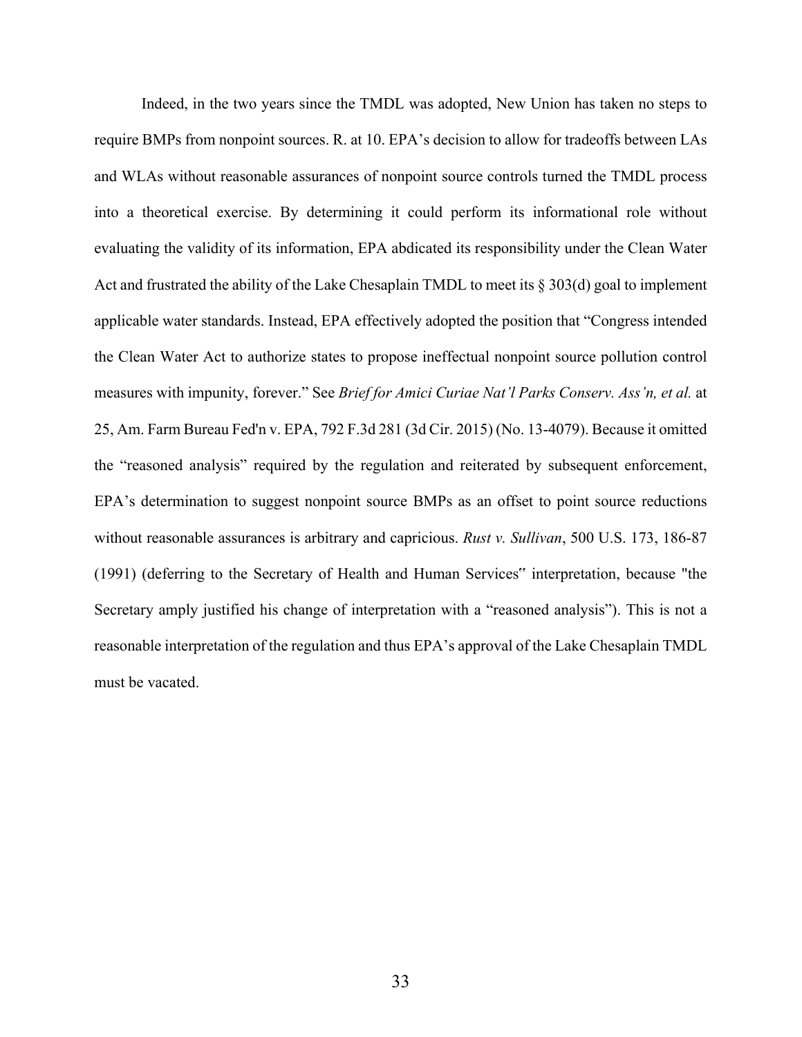Indeed, in the two years since the TMDL was adopted, New Union has taken no steps to require BMPs from nonpoint sources. R. at 10. EPA's decision to allow for tradeoffs between LAs and WLAs without reasonable assurances of nonpoint source controls turned the TMDL process into a theoretical exercise. By determining it could perform its informational role without evaluating the validity of its information, EPA abdicated its responsibility under the Clean Water Act and frustrated the ability of the Lake Chesaplain TMDL to meet its § 303(d) goal to implement applicable water standards. Instead, EPA effectively adopted the position that "Congress intended the Clean Water Act to authorize states to propose ineffectual nonpoint source pollution control measures with impunity, forever." See *Brief for Amici Curiae Nat'l Parks Conserv. Ass'n, et al.* at 25, Am. Farm Bureau Fed'n v. EPA, 792 F.3d 281 (3d Cir. 2015) (No. 13-4079). Because it omitted the "reasoned analysis" required by the regulation and reiterated by subsequent enforcement, EPA's determination to suggest nonpoint source BMPs as an offset to point source reductions without reasonable assurances is arbitrary and capricious. *Rust v. Sullivan*, 500 U.S. 173, 186-87 (1991) (deferring to the Secretary of Health and Human Services‟ interpretation, because "the Secretary amply justified his change of interpretation with a "reasoned analysis"). This is not a reasonable interpretation of the regulation and thus EPA's approval of the Lake Chesaplain TMDL must be vacated.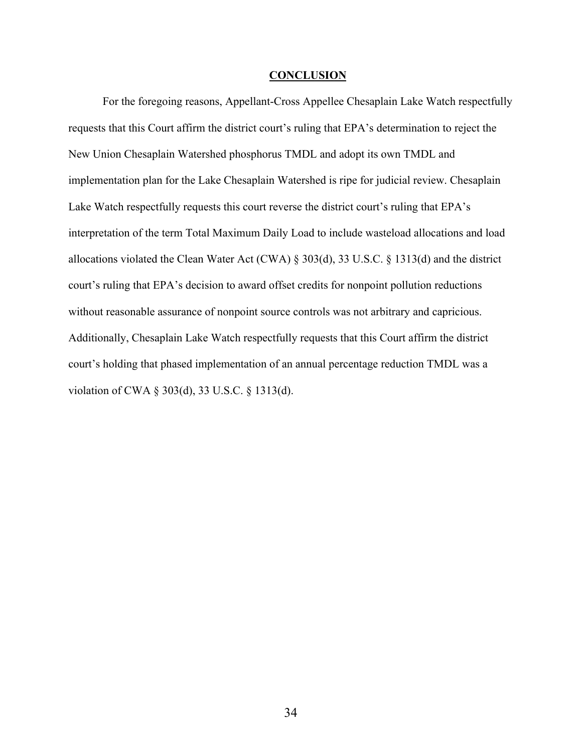## CONCLUSION

For the foregoing reasons, Appellant-Cross Appellee Chesaplain Lake Watch respectfully requests that this Court affirm the district court's ruling that EPA's determination to reject the New Union Chesaplain Watershed phosphorus TMDL and adopt its own TMDL and implementation plan for the Lake Chesaplain Watershed is ripe for judicial review. Chesaplain Lake Watch respectfully requests this court reverse the district court's ruling that EPA's interpretation of the term Total Maximum Daily Load to include wasteload allocations and load allocations violated the Clean Water Act (CWA) § 303(d), 33 U.S.C. § 1313(d) and the district court's ruling that EPA's decision to award offset credits for nonpoint pollution reductions without reasonable assurance of nonpoint source controls was not arbitrary and capricious. Additionally, Chesaplain Lake Watch respectfully requests that this Court affirm the district court's holding that phased implementation of an annual percentage reduction TMDL was a violation of CWA § 303(d), 33 U.S.C. § 1313(d).